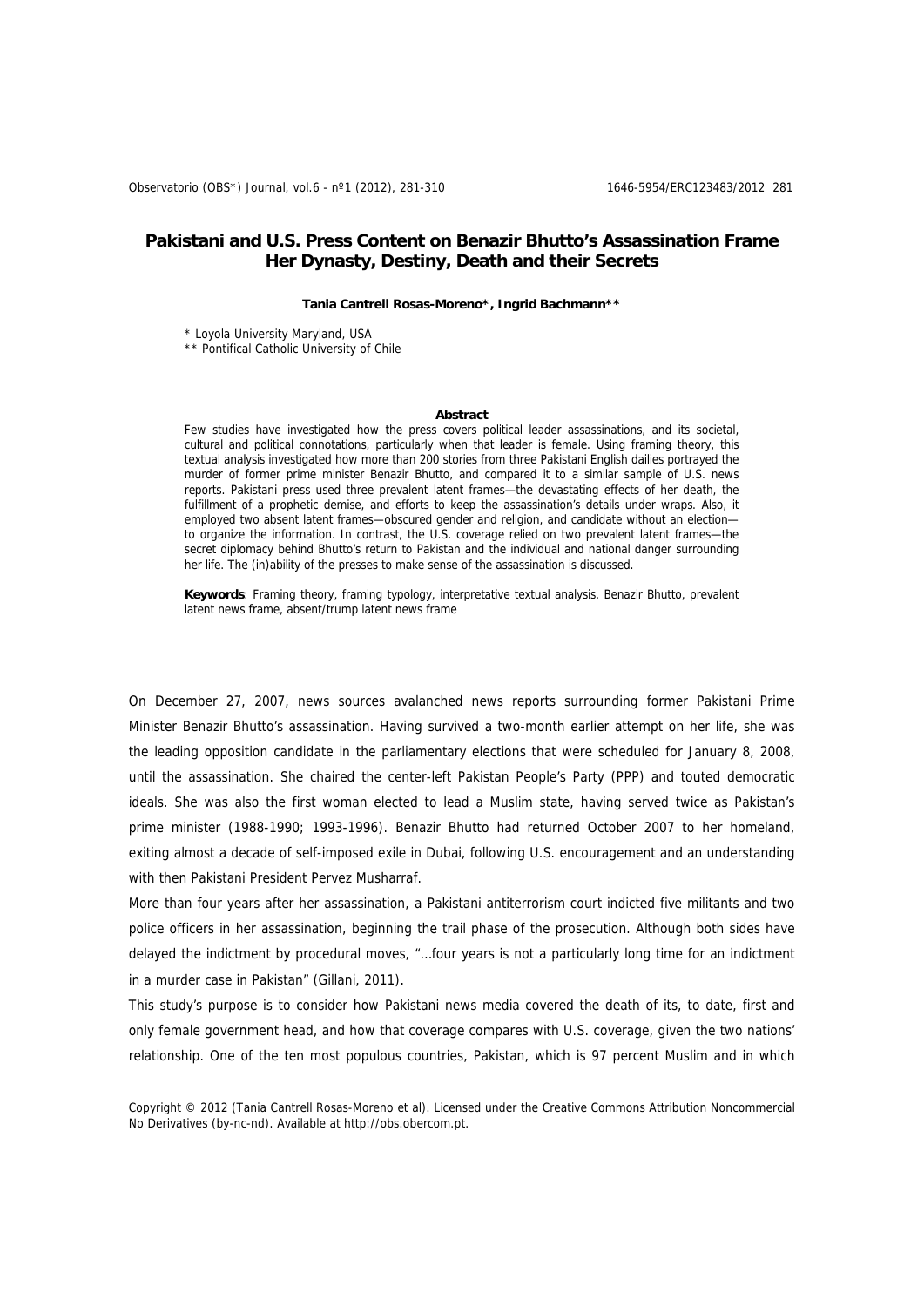# Pakistani and U.S. Press Content on Benazir Bhutto's Assassination Frame Her Dynasty, Destiny, Death and their Secrets

**Tania Cantrell Rosas-Moreno\*, Ingrid Bachmann\*\***

\* Loyola University Maryland, USA
\*\* Pontifical Catholic University of Chile

### Abstract

Few studies have investigated how the press covers political leader assassinations, and its societal, cultural and political connotations, particularly when that leader is female. Using framing theory, this textual analysis investigated how more than 200 stories from three Pakistani English dailies portrayed the murder of former prime minister Benazir Bhutto, and compared it to a similar sample of U.S. news reports. Pakistani press used three prevalent latent frames—the devastating effects of her death, the fulfillment of a prophetic demise, and efforts to keep the assassination's details under wraps. Also, it employed two absent latent frames—obscured gender and religion, and candidate without an election—to organize the information. In contrast, the U.S. coverage relied on two prevalent latent frames—the secret diplomacy behind Bhutto's return to Pakistan and the individual and national danger surrounding her life. The (in)ability of the presses to make sense of the assassination is discussed.

**Keywords**: Framing theory, framing typology, interpretative textual analysis, Benazir Bhutto, prevalent latent news frame, absent/trump latent news frame

On December 27, 2007, news sources avalanched news reports surrounding former Pakistani Prime Minister Benazir Bhutto's assassination. Having survived a two-month earlier attempt on her life, she was the leading opposition candidate in the parliamentary elections that were scheduled for January 8, 2008, until the assassination. She chaired the center-left Pakistan People's Party (PPP) and touted democratic ideals. She was also the first woman elected to lead a Muslim state, having served twice as Pakistan's prime minister (1988-1990; 1993-1996). Benazir Bhutto had returned October 2007 to her homeland, exiting almost a decade of self-imposed exile in Dubai, following U.S. encouragement and an understanding with then Pakistani President Pervez Musharraf.

More than four years after her assassination, a Pakistani antiterrorism court indicted five militants and two police officers in her assassination, beginning the trail phase of the prosecution. Although both sides have delayed the indictment by procedural moves, "…four years is not a particularly long time for an indictment in a murder case in Pakistan" (Gillani, 2011).

This study's purpose is to consider how Pakistani news media covered the death of its, to date, first and only female government head, and how that coverage compares with U.S. coverage, given the two nations' relationship. One of the ten most populous countries, Pakistan, which is 97 percent Muslim and in which

Copyright © 2012 (Tania Cantrell Rosas-Moreno et al). Licensed under the Creative Commons Attribution Noncommercial No Derivatives (by-nc-nd). Available at http://obs.obercom.pt.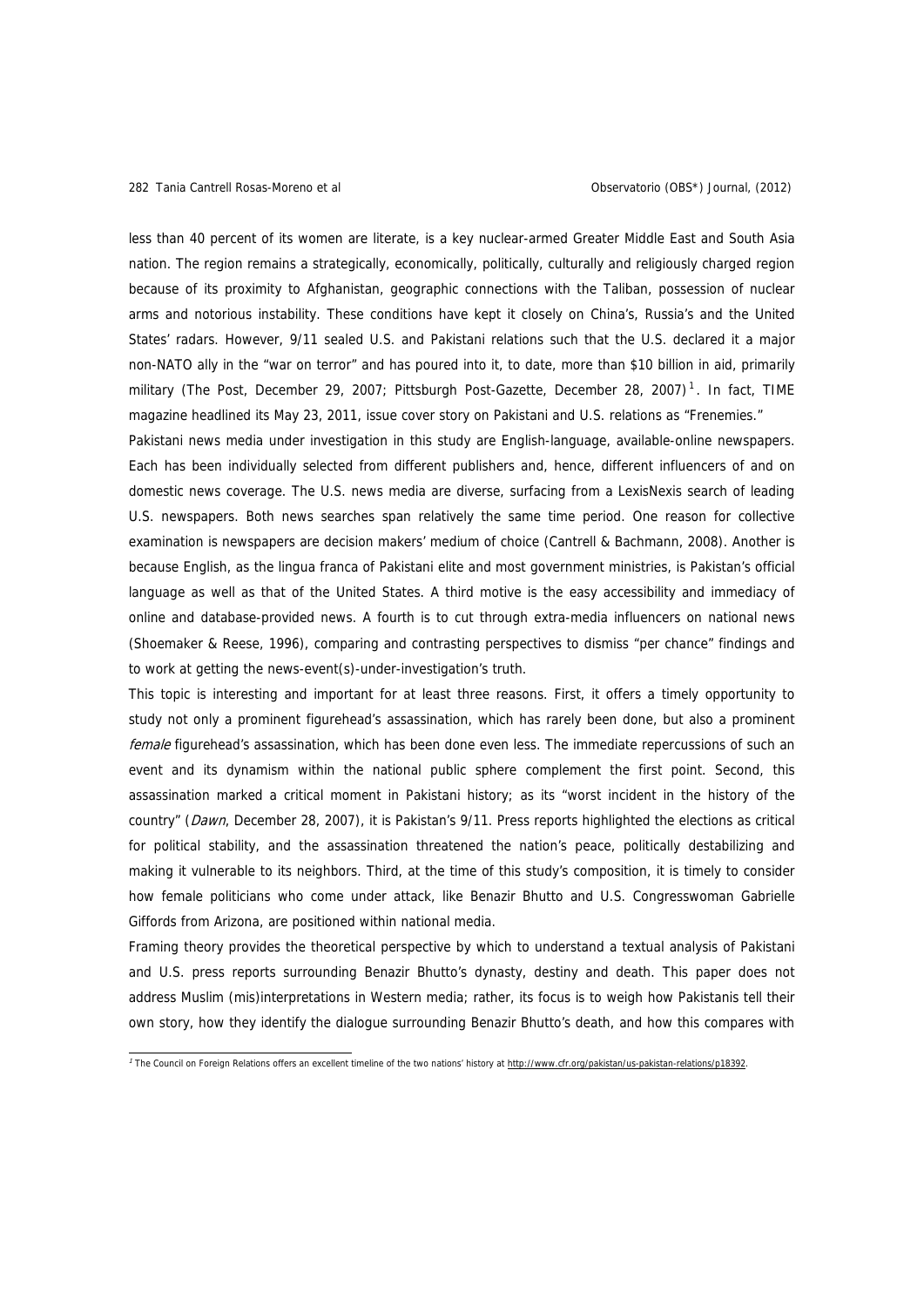less than 40 percent of its women are literate, is a key nuclear-armed Greater Middle East and South Asia nation. The region remains a strategically, economically, politically, culturally and religiously charged region because of its proximity to Afghanistan, geographic connections with the Taliban, possession of nuclear arms and notorious instability. These conditions have kept it closely on China's, Russia's and the United States' radars. However, 9/11 sealed U.S. and Pakistani relations such that the U.S. declared it a major non-NATO ally in the "war on terror" and has poured into it, to date, more than $10 billion in aid, primarily military (The Post, December 29, 2007; Pittsburgh Post-Gazette, December 28, 2007)[1]. In fact, TIME magazine headlined its May 23, 2011, issue cover story on Pakistani and U.S. relations as "Frenemies."

Pakistani news media under investigation in this study are English-language, available-online newspapers. Each has been individually selected from different publishers and, hence, different influencers of and on domestic news coverage. The U.S. news media are diverse, surfacing from a LexisNexis search of leading U.S. newspapers. Both news searches span relatively the same time period. One reason for collective examination is newspapers are decision makers' medium of choice (Cantrell & Bachmann, 2008). Another is because English, as the lingua franca of Pakistani elite and most government ministries, is Pakistan's official language as well as that of the United States. A third motive is the easy accessibility and immediacy of online and database-provided news. A fourth is to cut through extra-media influencers on national news (Shoemaker & Reese, 1996), comparing and contrasting perspectives to dismiss "per chance" findings and to work at getting the news-event(s)-under-investigation's truth.

This topic is interesting and important for at least three reasons. First, it offers a timely opportunity to study not only a prominent figurehead's assassination, which has rarely been done, but also a prominent *female* figurehead's assassination, which has been done even less. The immediate repercussions of such an event and its dynamism within the national public sphere complement the first point. Second, this assassination marked a critical moment in Pakistani history; as its "worst incident in the history of the country" (*Dawn*, December 28, 2007), it is Pakistan's 9/11. Press reports highlighted the elections as critical for political stability, and the assassination threatened the nation's peace, politically destabilizing and making it vulnerable to its neighbors. Third, at the time of this study's composition, it is timely to consider how female politicians who come under attack, like Benazir Bhutto and U.S. Congresswoman Gabrielle Giffords from Arizona, are positioned within national media.

Framing theory provides the theoretical perspective by which to understand a textual analysis of Pakistani and U.S. press reports surrounding Benazir Bhutto's dynasty, destiny and death. This paper does not address Muslim (mis)interpretations in Western media; rather, its focus is to weigh how Pakistanis tell their own story, how they identify the dialogue surrounding Benazir Bhutto's death, and how this compares with

---

[1] The Council on Foreign Relations offers an excellent timeline of the two nations' history at http://www.cfr.org/pakistan/us-pakistan-relations/p18392.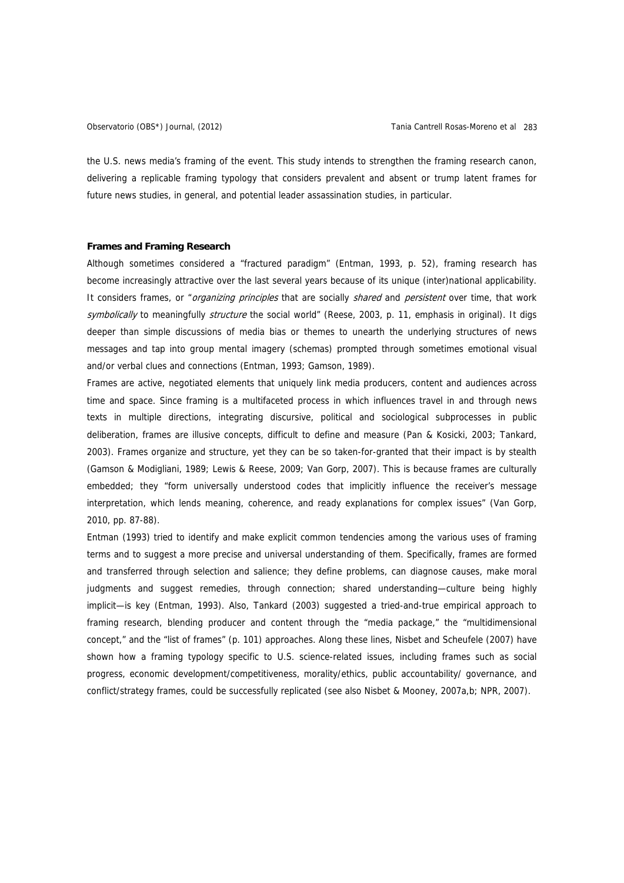the U.S. news media's framing of the event. This study intends to strengthen the framing research canon, delivering a replicable framing typology that considers prevalent and absent or trump latent frames for future news studies, in general, and potential leader assassination studies, in particular.

**Frames and Framing Research**

Although sometimes considered a "fractured paradigm" (Entman, 1993, p. 52), framing research has become increasingly attractive over the last several years because of its unique (inter)national applicability. It considers frames, or "*organizing principles* that are socially *shared* and *persistent* over time, that work *symbolically* to meaningfully *structure* the social world" (Reese, 2003, p. 11, emphasis in original). It digs deeper than simple discussions of media bias or themes to unearth the underlying structures of news messages and tap into group mental imagery (schemas) prompted through sometimes emotional visual and/or verbal clues and connections (Entman, 1993; Gamson, 1989).

Frames are active, negotiated elements that uniquely link media producers, content and audiences across time and space. Since framing is a multifaceted process in which influences travel in and through news texts in multiple directions, integrating discursive, political and sociological subprocesses in public deliberation, frames are illusive concepts, difficult to define and measure (Pan & Kosicki, 2003; Tankard, 2003). Frames organize and structure, yet they can be so taken-for-granted that their impact is by stealth (Gamson & Modigliani, 1989; Lewis & Reese, 2009; Van Gorp, 2007). This is because frames are culturally embedded; they "form universally understood codes that implicitly influence the receiver's message interpretation, which lends meaning, coherence, and ready explanations for complex issues" (Van Gorp, 2010, pp. 87-88).

Entman (1993) tried to identify and make explicit common tendencies among the various uses of framing terms and to suggest a more precise and universal understanding of them. Specifically, frames are formed and transferred through selection and salience; they define problems, can diagnose causes, make moral judgments and suggest remedies, through connection; shared understanding—culture being highly implicit—is key (Entman, 1993). Also, Tankard (2003) suggested a tried-and-true empirical approach to framing research, blending producer and content through the "media package," the "multidimensional concept," and the "list of frames" (p. 101) approaches. Along these lines, Nisbet and Scheufele (2007) have shown how a framing typology specific to U.S. science-related issues, including frames such as social progress, economic development/competitiveness, morality/ethics, public accountability/ governance, and conflict/strategy frames, could be successfully replicated (see also Nisbet & Mooney, 2007a,b; NPR, 2007).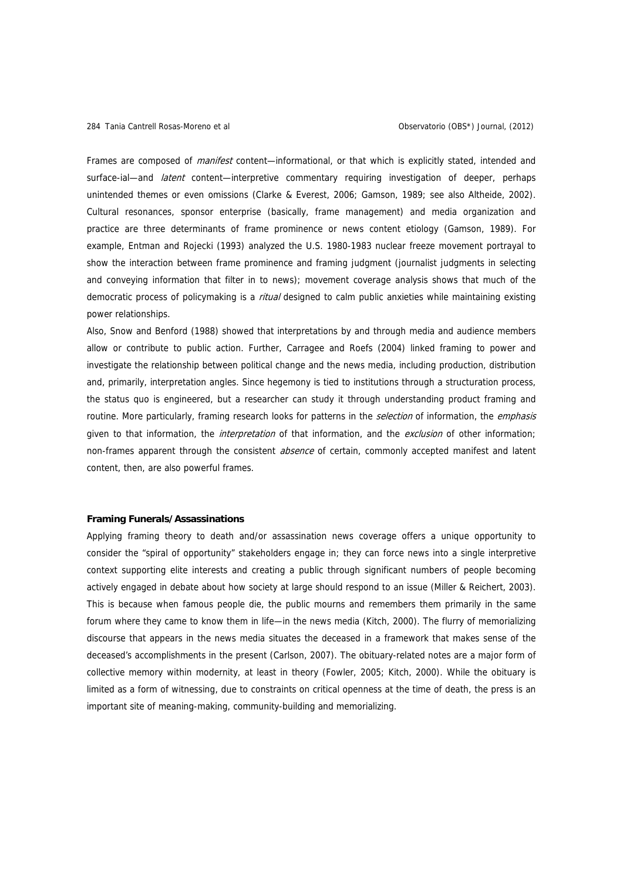Frames are composed of *manifest* content—informational, or that which is explicitly stated, intended and surface-ial—and *latent* content—interpretive commentary requiring investigation of deeper, perhaps unintended themes or even omissions (Clarke & Everest, 2006; Gamson, 1989; see also Altheide, 2002). Cultural resonances, sponsor enterprise (basically, frame management) and media organization and practice are three determinants of frame prominence or news content etiology (Gamson, 1989). For example, Entman and Rojecki (1993) analyzed the U.S. 1980-1983 nuclear freeze movement portrayal to show the interaction between frame prominence and framing judgment (journalist judgments in selecting and conveying information that filter in to news); movement coverage analysis shows that much of the democratic process of policymaking is a *ritual* designed to calm public anxieties while maintaining existing power relationships.

Also, Snow and Benford (1988) showed that interpretations by and through media and audience members allow or contribute to public action. Further, Carragee and Roefs (2004) linked framing to power and investigate the relationship between political change and the news media, including production, distribution and, primarily, interpretation angles. Since hegemony is tied to institutions through a structuration process, the status quo is engineered, but a researcher can study it through understanding product framing and routine. More particularly, framing research looks for patterns in the *selection* of information, the *emphasis* given to that information, the *interpretation* of that information, and the *exclusion* of other information; non-frames apparent through the consistent *absence* of certain, commonly accepted manifest and latent content, then, are also powerful frames.

### Framing Funerals/Assassinations

Applying framing theory to death and/or assassination news coverage offers a unique opportunity to consider the "spiral of opportunity" stakeholders engage in; they can force news into a single interpretive context supporting elite interests and creating a public through significant numbers of people becoming actively engaged in debate about how society at large should respond to an issue (Miller & Reichert, 2003). This is because when famous people die, the public mourns and remembers them primarily in the same forum where they came to know them in life—in the news media (Kitch, 2000). The flurry of memorializing discourse that appears in the news media situates the deceased in a framework that makes sense of the deceased's accomplishments in the present (Carlson, 2007). The obituary-related notes are a major form of collective memory within modernity, at least in theory (Fowler, 2005; Kitch, 2000). While the obituary is limited as a form of witnessing, due to constraints on critical openness at the time of death, the press is an important site of meaning-making, community-building and memorializing.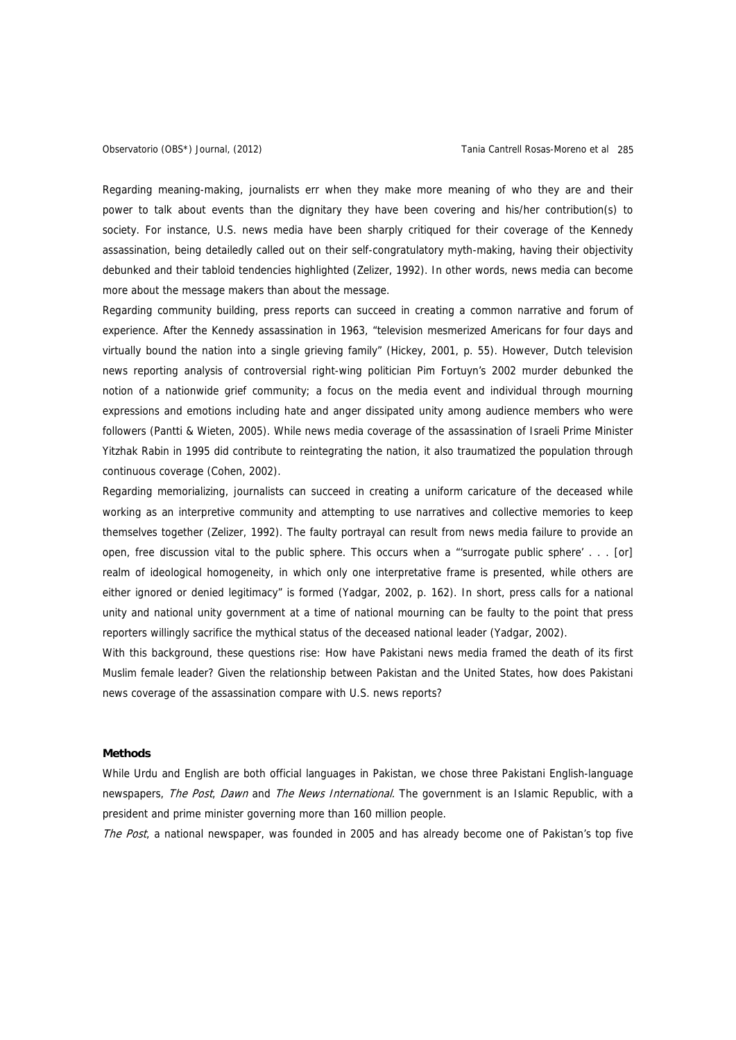Regarding meaning-making, journalists err when they make more meaning of who they are and their power to talk about events than the dignitary they have been covering and his/her contribution(s) to society. For instance, U.S. news media have been sharply critiqued for their coverage of the Kennedy assassination, being detailedly called out on their self-congratulatory myth-making, having their objectivity debunked and their tabloid tendencies highlighted (Zelizer, 1992). In other words, news media can become more about the message makers than about the message.

Regarding community building, press reports can succeed in creating a common narrative and forum of experience. After the Kennedy assassination in 1963, "television mesmerized Americans for four days and virtually bound the nation into a single grieving family" (Hickey, 2001, p. 55). However, Dutch television news reporting analysis of controversial right-wing politician Pim Fortuyn's 2002 murder debunked the notion of a nationwide grief community; a focus on the media event and individual through mourning expressions and emotions including hate and anger dissipated unity among audience members who were followers (Pantti & Wieten, 2005). While news media coverage of the assassination of Israeli Prime Minister Yitzhak Rabin in 1995 did contribute to reintegrating the nation, it also traumatized the population through continuous coverage (Cohen, 2002).

Regarding memorializing, journalists can succeed in creating a uniform caricature of the deceased while working as an interpretive community and attempting to use narratives and collective memories to keep themselves together (Zelizer, 1992). The faulty portrayal can result from news media failure to provide an open, free discussion vital to the public sphere. This occurs when a "'surrogate public sphere' . . . [or] realm of ideological homogeneity, in which only one interpretative frame is presented, while others are either ignored or denied legitimacy" is formed (Yadgar, 2002, p. 162). In short, press calls for a national unity and national unity government at a time of national mourning can be faulty to the point that press reporters willingly sacrifice the mythical status of the deceased national leader (Yadgar, 2002).

With this background, these questions rise: How have Pakistani news media framed the death of its first Muslim female leader? Given the relationship between Pakistan and the United States, how does Pakistani news coverage of the assassination compare with U.S. news reports?

## Methods

While Urdu and English are both official languages in Pakistan, we chose three Pakistani English-language newspapers, *The Post*, *Dawn* and *The News International.* The government is an Islamic Republic, with a president and prime minister governing more than 160 million people.

*The Post*, a national newspaper, was founded in 2005 and has already become one of Pakistan's top five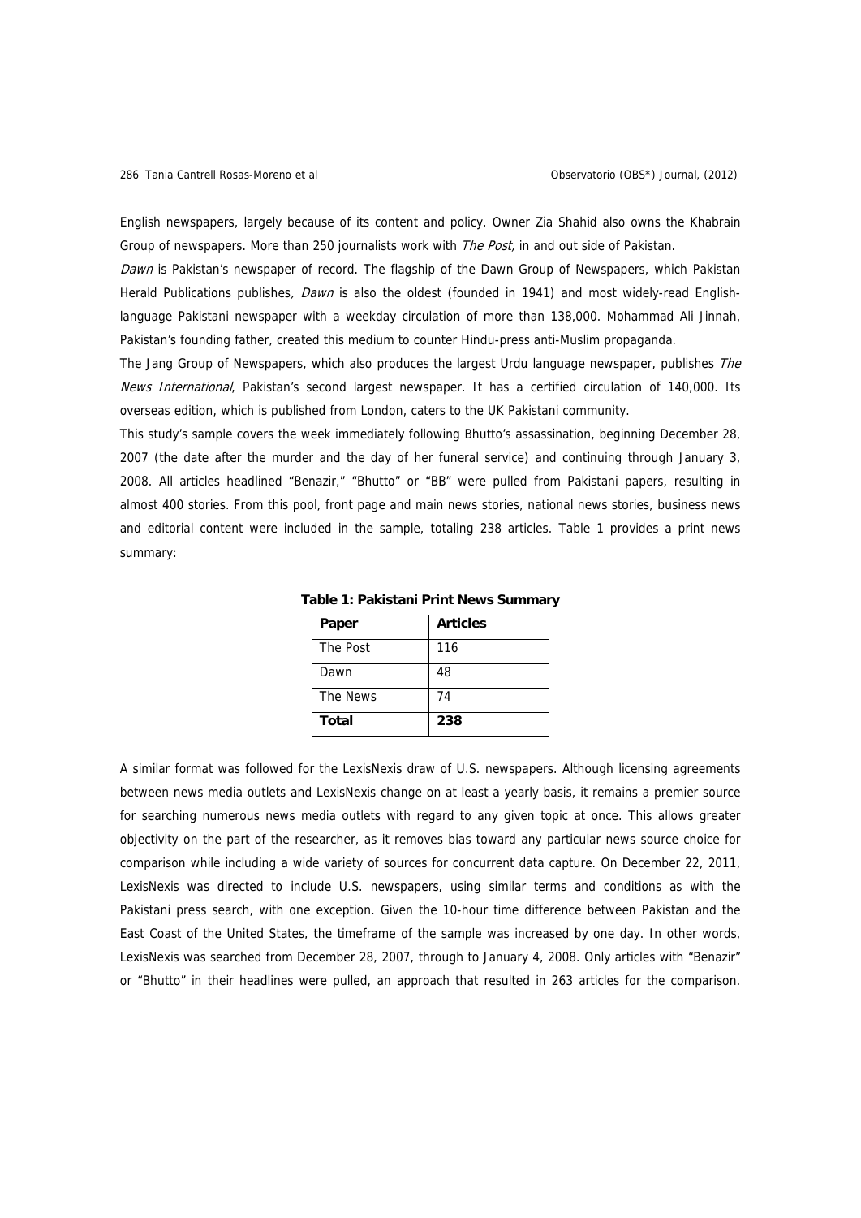English newspapers, largely because of its content and policy. Owner Zia Shahid also owns the Khabrain Group of newspapers. More than 250 journalists work with *The Post,* in and out side of Pakistan.

*Dawn* is Pakistan's newspaper of record. The flagship of the Dawn Group of Newspapers, which Pakistan Herald Publications publishes*, Dawn* is also the oldest (founded in 1941) and most widely-read English-language Pakistani newspaper with a weekday circulation of more than 138,000. Mohammad Ali Jinnah, Pakistan's founding father, created this medium to counter Hindu-press anti-Muslim propaganda.

The Jang Group of Newspapers, which also produces the largest Urdu language newspaper, publishes *The News International*, Pakistan's second largest newspaper. It has a certified circulation of 140,000. Its overseas edition, which is published from London, caters to the UK Pakistani community.

This study's sample covers the week immediately following Bhutto's assassination, beginning December 28, 2007 (the date after the murder and the day of her funeral service) and continuing through January 3, 2008. All articles headlined "Benazir," "Bhutto" or "BB" were pulled from Pakistani papers, resulting in almost 400 stories. From this pool, front page and main news stories, national news stories, business news and editorial content were included in the sample, totaling 238 articles. Table 1 provides a print news summary:

**Table 1: Pakistani Print News Summary**

| Paper | Articles |
|---|---|
| The Post | 116 |
| Dawn | 48 |
| The News | 74 |
| **Total** | **238** |

A similar format was followed for the LexisNexis draw of U.S. newspapers. Although licensing agreements between news media outlets and LexisNexis change on at least a yearly basis, it remains a premier source for searching numerous news media outlets with regard to any given topic at once. This allows greater objectivity on the part of the researcher, as it removes bias toward any particular news source choice for comparison while including a wide variety of sources for concurrent data capture. On December 22, 2011, LexisNexis was directed to include U.S. newspapers, using similar terms and conditions as with the Pakistani press search, with one exception. Given the 10-hour time difference between Pakistan and the East Coast of the United States, the timeframe of the sample was increased by one day. In other words, LexisNexis was searched from December 28, 2007, through to January 4, 2008. Only articles with "Benazir" or "Bhutto" in their headlines were pulled, an approach that resulted in 263 articles for the comparison.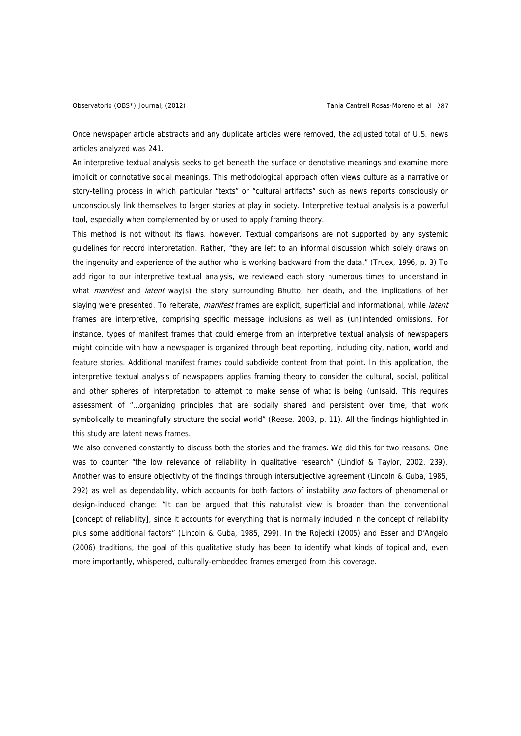Once newspaper article abstracts and any duplicate articles were removed, the adjusted total of U.S. news articles analyzed was 241.

An interpretive textual analysis seeks to get beneath the surface or denotative meanings and examine more implicit or connotative social meanings. This methodological approach often views culture as a narrative or story-telling process in which particular "texts" or "cultural artifacts" such as news reports consciously or unconsciously link themselves to larger stories at play in society. Interpretive textual analysis is a powerful tool, especially when complemented by or used to apply framing theory.

This method is not without its flaws, however. Textual comparisons are not supported by any systemic guidelines for record interpretation. Rather, "they are left to an informal discussion which solely draws on the ingenuity and experience of the author who is working backward from the data." (Truex, 1996, p. 3) To add rigor to our interpretive textual analysis, we reviewed each story numerous times to understand in what *manifest* and *latent* way(s) the story surrounding Bhutto, her death, and the implications of her slaying were presented. To reiterate, *manifest* frames are explicit, superficial and informational, while *latent* frames are interpretive, comprising specific message inclusions as well as (un)intended omissions. For instance, types of manifest frames that could emerge from an interpretive textual analysis of newspapers might coincide with how a newspaper is organized through beat reporting, including city, nation, world and feature stories. Additional manifest frames could subdivide content from that point. In this application, the interpretive textual analysis of newspapers applies framing theory to consider the cultural, social, political and other spheres of interpretation to attempt to make sense of what is being (un)said. This requires assessment of "…organizing principles that are socially shared and persistent over time, that work symbolically to meaningfully structure the social world" (Reese, 2003, p. 11). All the findings highlighted in this study are latent news frames.

We also convened constantly to discuss both the stories and the frames. We did this for two reasons. One was to counter "the low relevance of reliability in qualitative research" (Lindlof & Taylor, 2002, 239). Another was to ensure objectivity of the findings through intersubjective agreement (Lincoln & Guba, 1985, 292) as well as dependability, which accounts for both factors of instability *and* factors of phenomenal or design-induced change: "It can be argued that this naturalist view is broader than the conventional [concept of reliability], since it accounts for everything that is normally included in the concept of reliability plus some additional factors" (Lincoln & Guba, 1985, 299). In the Rojecki (2005) and Esser and D'Angelo (2006) traditions, the goal of this qualitative study has been to identify what kinds of topical and, even more importantly, whispered, culturally-embedded frames emerged from this coverage.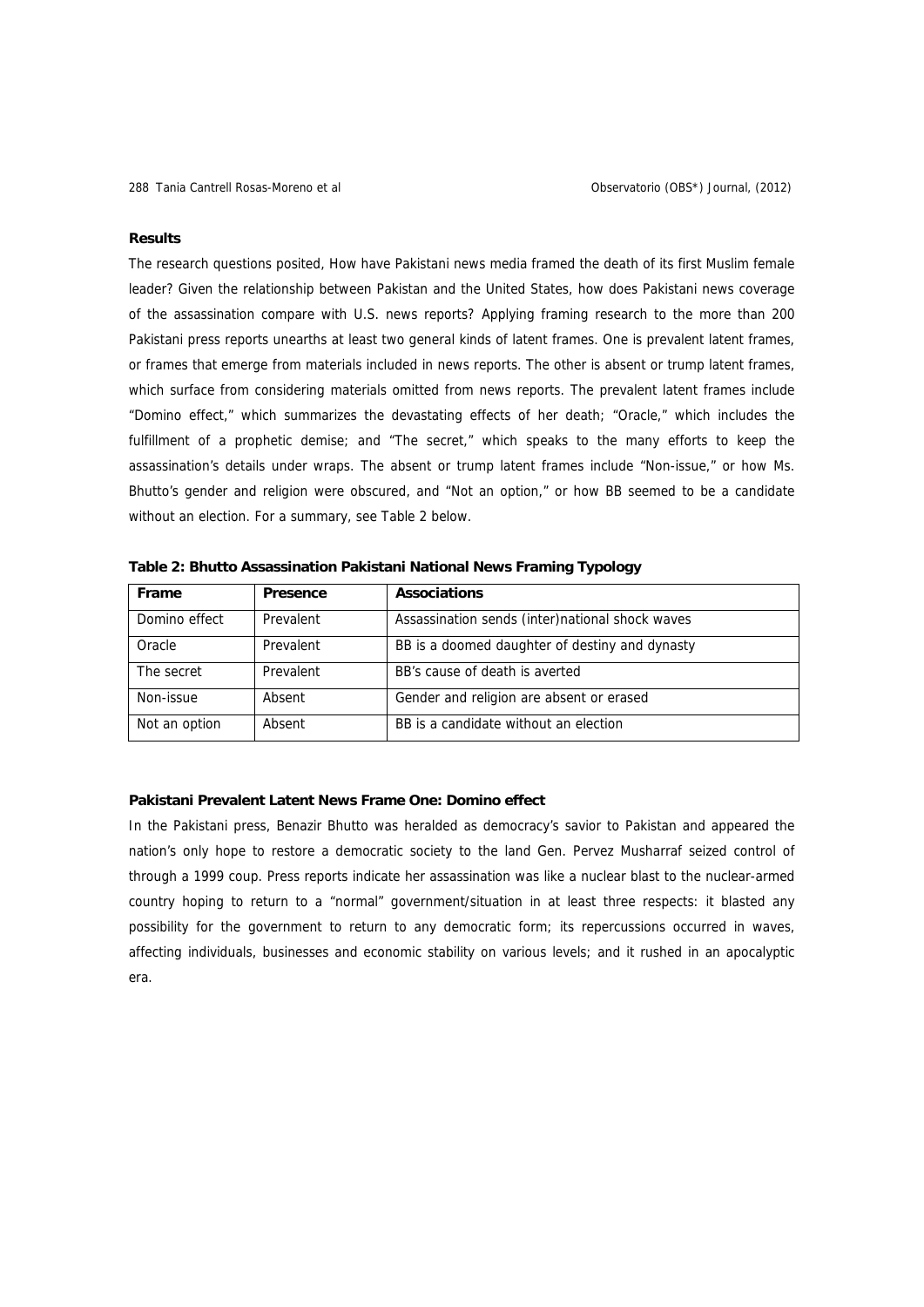## Results

The research questions posited, How have Pakistani news media framed the death of its first Muslim female leader? Given the relationship between Pakistan and the United States, how does Pakistani news coverage of the assassination compare with U.S. news reports? Applying framing research to the more than 200 Pakistani press reports unearths at least two general kinds of latent frames. One is prevalent latent frames, or frames that emerge from materials included in news reports. The other is absent or trump latent frames, which surface from considering materials omitted from news reports. The prevalent latent frames include "Domino effect," which summarizes the devastating effects of her death; "Oracle," which includes the fulfillment of a prophetic demise; and "The secret," which speaks to the many efforts to keep the assassination's details under wraps. The absent or trump latent frames include "Non-issue," or how Ms. Bhutto's gender and religion were obscured, and "Not an option," or how BB seemed to be a candidate without an election. For a summary, see Table 2 below.

**Table 2: Bhutto Assassination Pakistani National News Framing Typology**

| Frame | Presence | Associations |
| --- | --- | --- |
| Domino effect | Prevalent | Assassination sends (inter)national shock waves |
| Oracle | Prevalent | BB is a doomed daughter of destiny and dynasty |
| The secret | Prevalent | BB's cause of death is averted |
| Non-issue | Absent | Gender and religion are absent or erased |
| Not an option | Absent | BB is a candidate without an election |

### Pakistani Prevalent Latent News Frame One: Domino effect

In the Pakistani press, Benazir Bhutto was heralded as democracy's savior to Pakistan and appeared the nation's only hope to restore a democratic society to the land Gen. Pervez Musharraf seized control of through a 1999 coup. Press reports indicate her assassination was like a nuclear blast to the nuclear-armed country hoping to return to a "normal" government/situation in at least three respects: it blasted any possibility for the government to return to any democratic form; its repercussions occurred in waves, affecting individuals, businesses and economic stability on various levels; and it rushed in an apocalyptic era.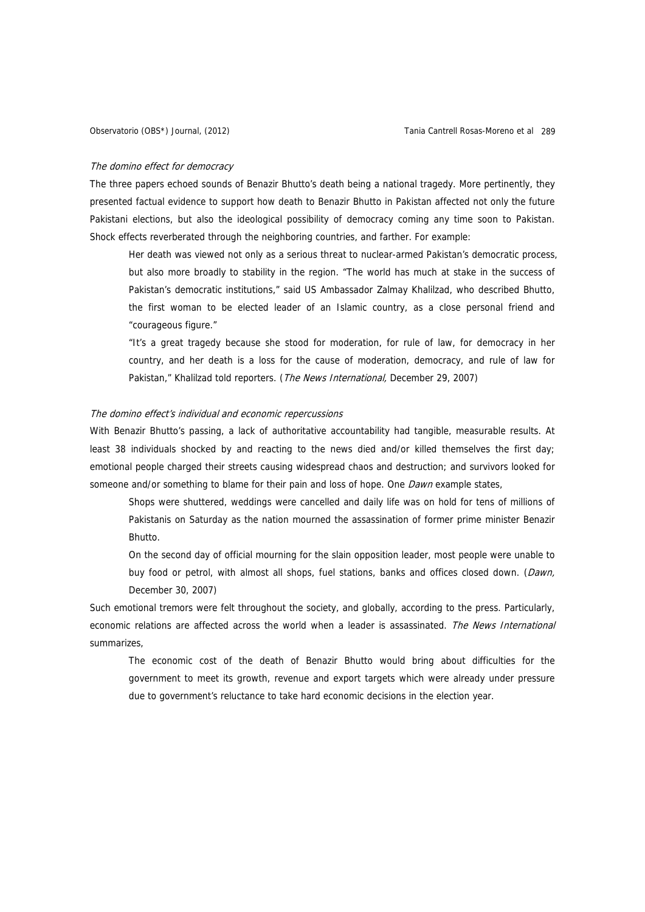*The domino effect for democracy*

The three papers echoed sounds of Benazir Bhutto's death being a national tragedy. More pertinently, they presented factual evidence to support how death to Benazir Bhutto in Pakistan affected not only the future Pakistani elections, but also the ideological possibility of democracy coming any time soon to Pakistan. Shock effects reverberated through the neighboring countries, and farther. For example:

> Her death was viewed not only as a serious threat to nuclear-armed Pakistan's democratic process, but also more broadly to stability in the region. "The world has much at stake in the success of Pakistan's democratic institutions," said US Ambassador Zalmay Khalilzad, who described Bhutto, the first woman to be elected leader of an Islamic country, as a close personal friend and "courageous figure."
>
> "It's a great tragedy because she stood for moderation, for rule of law, for democracy in her country, and her death is a loss for the cause of moderation, democracy, and rule of law for Pakistan," Khalilzad told reporters. (*The News International,* December 29, 2007)

*The domino effect's individual and economic repercussions*

With Benazir Bhutto's passing, a lack of authoritative accountability had tangible, measurable results. At least 38 individuals shocked by and reacting to the news died and/or killed themselves the first day; emotional people charged their streets causing widespread chaos and destruction; and survivors looked for someone and/or something to blame for their pain and loss of hope. One *Dawn* example states,

> Shops were shuttered, weddings were cancelled and daily life was on hold for tens of millions of Pakistanis on Saturday as the nation mourned the assassination of former prime minister Benazir Bhutto.
>
> On the second day of official mourning for the slain opposition leader, most people were unable to buy food or petrol, with almost all shops, fuel stations, banks and offices closed down. (*Dawn,* December 30, 2007)

Such emotional tremors were felt throughout the society, and globally, according to the press. Particularly, economic relations are affected across the world when a leader is assassinated. *The News International* summarizes,

> The economic cost of the death of Benazir Bhutto would bring about difficulties for the government to meet its growth, revenue and export targets which were already under pressure due to government's reluctance to take hard economic decisions in the election year.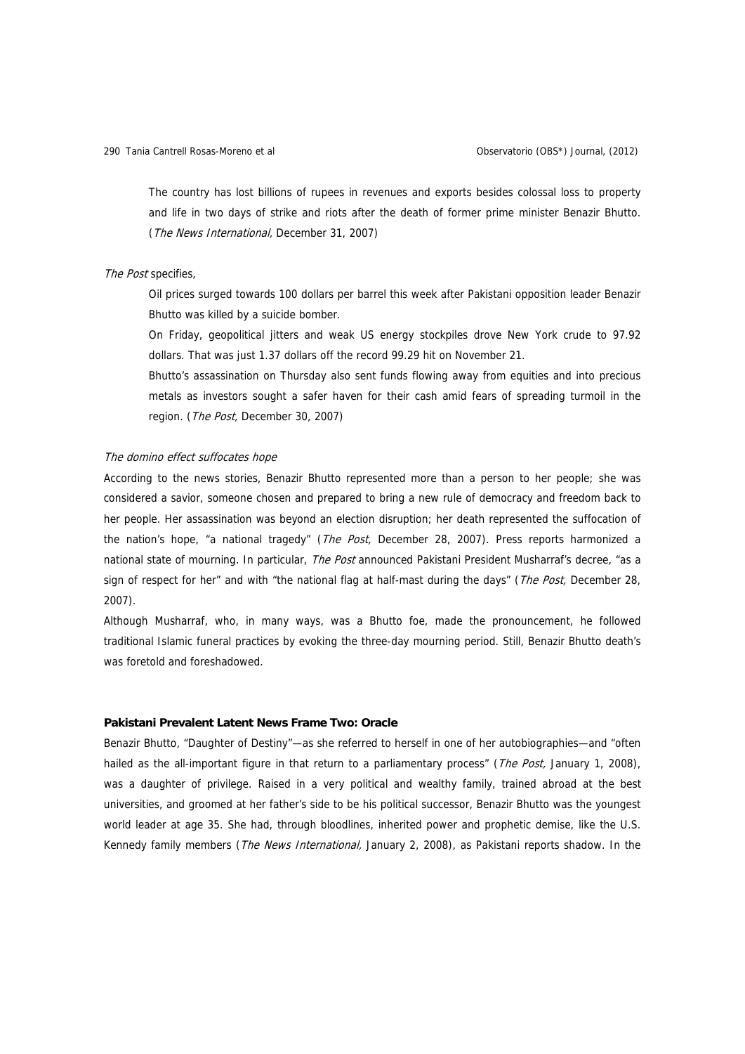> The country has lost billions of rupees in revenues and exports besides colossal loss to property and life in two days of strike and riots after the death of former prime minister Benazir Bhutto. (*The News International,* December 31, 2007)

*The Post* specifies,

> Oil prices surged towards 100 dollars per barrel this week after Pakistani opposition leader Benazir Bhutto was killed by a suicide bomber.
>
> On Friday, geopolitical jitters and weak US energy stockpiles drove New York crude to 97.92 dollars. That was just 1.37 dollars off the record 99.29 hit on November 21.
>
> Bhutto's assassination on Thursday also sent funds flowing away from equities and into precious metals as investors sought a safer haven for their cash amid fears of spreading turmoil in the region. (*The Post,* December 30, 2007)

*The domino effect suffocates hope*

According to the news stories, Benazir Bhutto represented more than a person to her people; she was considered a savior, someone chosen and prepared to bring a new rule of democracy and freedom back to her people. Her assassination was beyond an election disruption; her death represented the suffocation of the nation's hope, "a national tragedy" (*The Post,* December 28, 2007). Press reports harmonized a national state of mourning. In particular, *The Post* announced Pakistani President Musharraf's decree, "as a sign of respect for her" and with "the national flag at half-mast during the days" (*The Post,* December 28, 2007).

Although Musharraf, who, in many ways, was a Bhutto foe, made the pronouncement, he followed traditional Islamic funeral practices by evoking the three-day mourning period. Still, Benazir Bhutto death's was foretold and foreshadowed.

**Pakistani Prevalent Latent News Frame Two: Oracle**

Benazir Bhutto, "Daughter of Destiny"—as she referred to herself in one of her autobiographies—and "often hailed as the all-important figure in that return to a parliamentary process" (*The Post,* January 1, 2008), was a daughter of privilege. Raised in a very political and wealthy family, trained abroad at the best universities, and groomed at her father's side to be his political successor, Benazir Bhutto was the youngest world leader at age 35. She had, through bloodlines, inherited power and prophetic demise, like the U.S. Kennedy family members (*The News International,* January 2, 2008), as Pakistani reports shadow. In the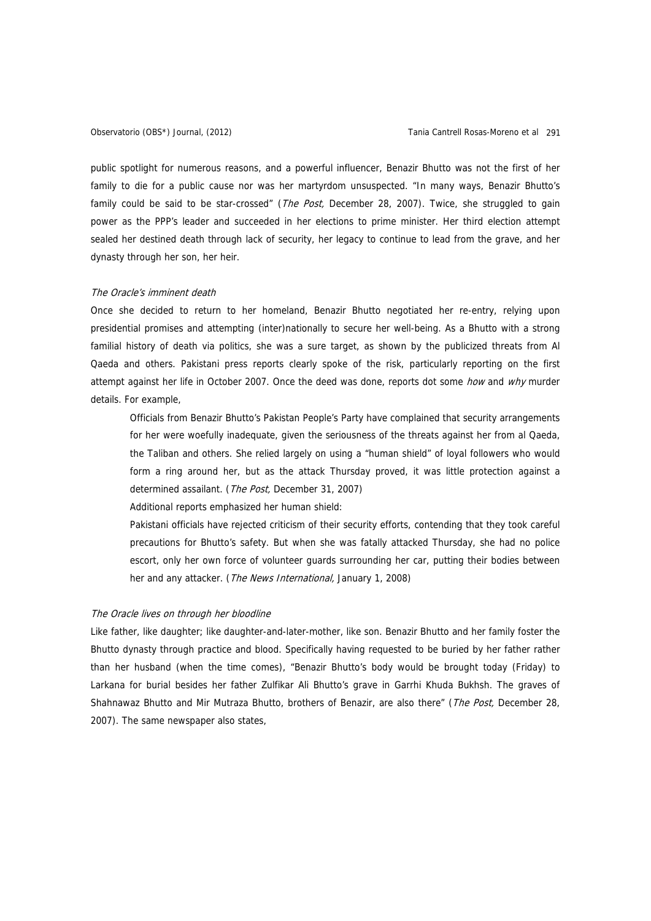public spotlight for numerous reasons, and a powerful influencer, Benazir Bhutto was not the first of her family to die for a public cause nor was her martyrdom unsuspected. "In many ways, Benazir Bhutto's family could be said to be star-crossed" (*The Post,* December 28, 2007). Twice, she struggled to gain power as the PPP's leader and succeeded in her elections to prime minister. Her third election attempt sealed her destined death through lack of security, her legacy to continue to lead from the grave, and her dynasty through her son, her heir.

*The Oracle's imminent death*

Once she decided to return to her homeland, Benazir Bhutto negotiated her re-entry, relying upon presidential promises and attempting (inter)nationally to secure her well-being. As a Bhutto with a strong familial history of death via politics, she was a sure target, as shown by the publicized threats from Al Qaeda and others. Pakistani press reports clearly spoke of the risk, particularly reporting on the first attempt against her life in October 2007. Once the deed was done, reports dot some *how* and *why* murder details. For example,

> Officials from Benazir Bhutto's Pakistan People's Party have complained that security arrangements for her were woefully inadequate, given the seriousness of the threats against her from al Qaeda, the Taliban and others. She relied largely on using a "human shield" of loyal followers who would form a ring around her, but as the attack Thursday proved, it was little protection against a determined assailant. (*The Post,* December 31, 2007)

Additional reports emphasized her human shield:

> Pakistani officials have rejected criticism of their security efforts, contending that they took careful precautions for Bhutto's safety. But when she was fatally attacked Thursday, she had no police escort, only her own force of volunteer guards surrounding her car, putting their bodies between her and any attacker. (*The News International,* January 1, 2008)

*The Oracle lives on through her bloodline*

Like father, like daughter; like daughter-and-later-mother, like son. Benazir Bhutto and her family foster the Bhutto dynasty through practice and blood. Specifically having requested to be buried by her father rather than her husband (when the time comes), "Benazir Bhutto's body would be brought today (Friday) to Larkana for burial besides her father Zulfikar Ali Bhutto's grave in Garrhi Khuda Bukhsh. The graves of Shahnawaz Bhutto and Mir Mutraza Bhutto, brothers of Benazir, are also there" (*The Post,* December 28, 2007). The same newspaper also states,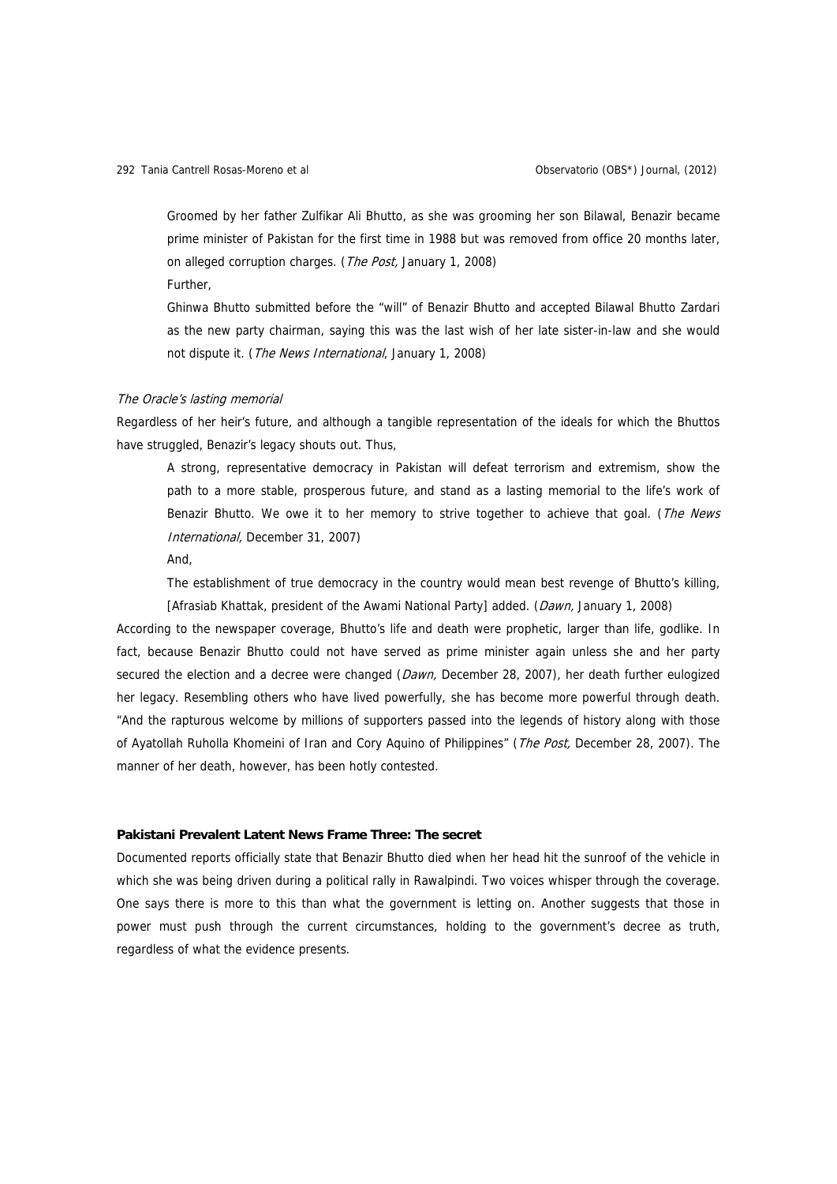> Groomed by her father Zulfikar Ali Bhutto, as she was grooming her son Bilawal, Benazir became prime minister of Pakistan for the first time in 1988 but was removed from office 20 months later, on alleged corruption charges. (*The Post,* January 1, 2008)
>
> Further,
>
> Ghinwa Bhutto submitted before the "will" of Benazir Bhutto and accepted Bilawal Bhutto Zardari as the new party chairman, saying this was the last wish of her late sister-in-law and she would not dispute it. (*The News International*, January 1, 2008)

*The Oracle's lasting memorial*

Regardless of her heir's future, and although a tangible representation of the ideals for which the Bhuttos have struggled, Benazir's legacy shouts out. Thus,

> A strong, representative democracy in Pakistan will defeat terrorism and extremism, show the path to a more stable, prosperous future, and stand as a lasting memorial to the life's work of Benazir Bhutto. We owe it to her memory to strive together to achieve that goal. (*The News International,* December 31, 2007)
>
> And,
>
> The establishment of true democracy in the country would mean best revenge of Bhutto's killing, [Afrasiab Khattak, president of the Awami National Party] added. (*Dawn,* January 1, 2008)

According to the newspaper coverage, Bhutto's life and death were prophetic, larger than life, godlike. In fact, because Benazir Bhutto could not have served as prime minister again unless she and her party secured the election and a decree were changed (*Dawn,* December 28, 2007), her death further eulogized her legacy. Resembling others who have lived powerfully, she has become more powerful through death. "And the rapturous welcome by millions of supporters passed into the legends of history along with those of Ayatollah Ruholla Khomeini of Iran and Cory Aquino of Philippines" (*The Post,* December 28, 2007). The manner of her death, however, has been hotly contested.

**Pakistani Prevalent Latent News Frame Three: The secret**

Documented reports officially state that Benazir Bhutto died when her head hit the sunroof of the vehicle in which she was being driven during a political rally in Rawalpindi. Two voices whisper through the coverage. One says there is more to this than what the government is letting on. Another suggests that those in power must push through the current circumstances, holding to the government's decree as truth, regardless of what the evidence presents.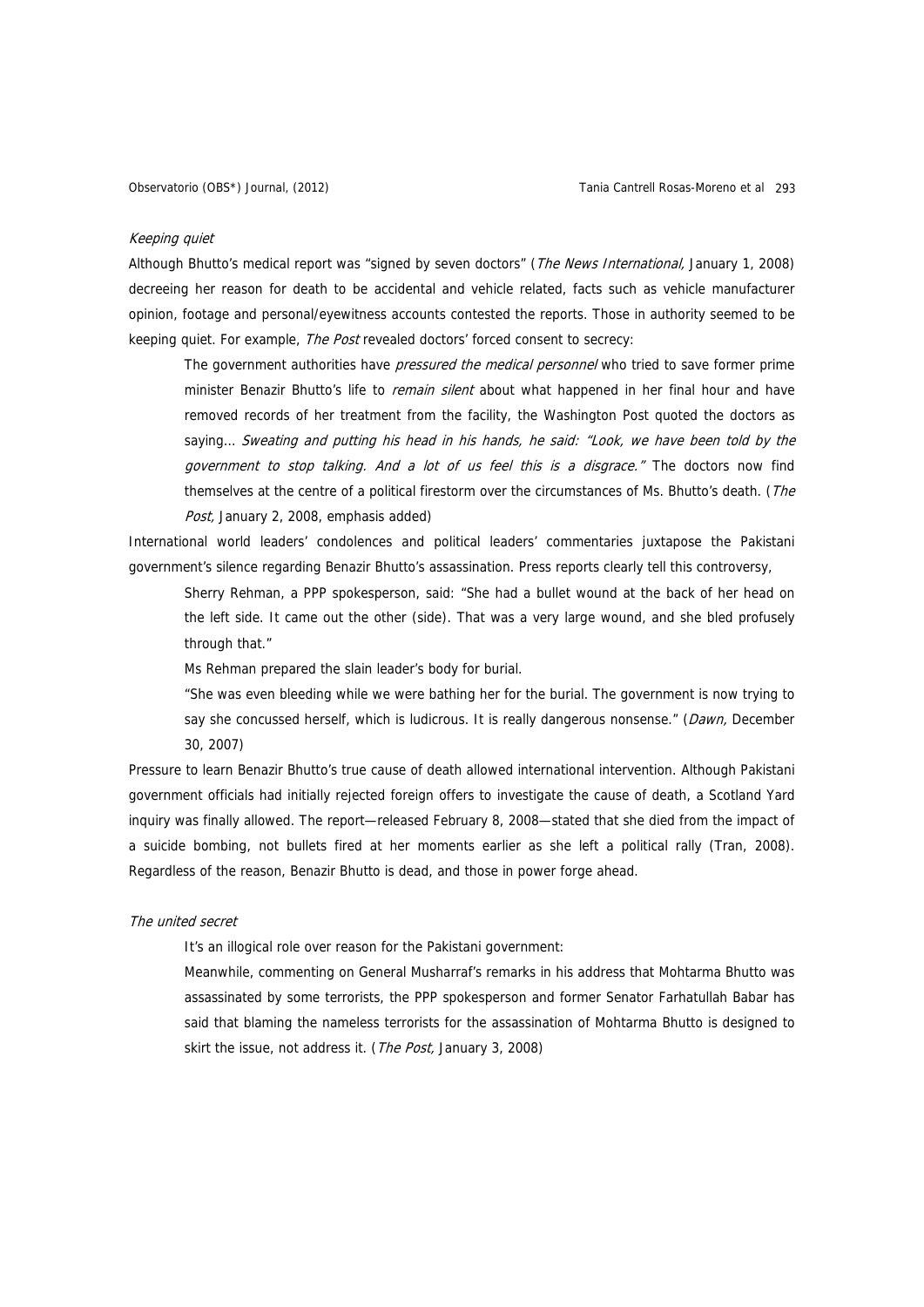*Keeping quiet*

Although Bhutto's medical report was "signed by seven doctors" (*The News International,* January 1, 2008) decreeing her reason for death to be accidental and vehicle related, facts such as vehicle manufacturer opinion, footage and personal/eyewitness accounts contested the reports. Those in authority seemed to be keeping quiet. For example, *The Post* revealed doctors' forced consent to secrecy:

> The government authorities have *pressured the medical personnel* who tried to save former prime minister Benazir Bhutto's life to *remain silent* about what happened in her final hour and have removed records of her treatment from the facility, the Washington Post quoted the doctors as saying... *Sweating and putting his head in his hands, he said: "Look, we have been told by the government to stop talking. And a lot of us feel this is a disgrace."* The doctors now find themselves at the centre of a political firestorm over the circumstances of Ms. Bhutto's death. (*The Post,* January 2, 2008, emphasis added)

International world leaders' condolences and political leaders' commentaries juxtapose the Pakistani government's silence regarding Benazir Bhutto's assassination. Press reports clearly tell this controversy,

> Sherry Rehman, a PPP spokesperson, said: "She had a bullet wound at the back of her head on the left side. It came out the other (side). That was a very large wound, and she bled profusely through that."
>
> Ms Rehman prepared the slain leader's body for burial.
>
> "She was even bleeding while we were bathing her for the burial. The government is now trying to say she concussed herself, which is ludicrous. It is really dangerous nonsense." (*Dawn,* December 30, 2007)

Pressure to learn Benazir Bhutto's true cause of death allowed international intervention. Although Pakistani government officials had initially rejected foreign offers to investigate the cause of death, a Scotland Yard inquiry was finally allowed. The report—released February 8, 2008—stated that she died from the impact of a suicide bombing, not bullets fired at her moments earlier as she left a political rally (Tran, 2008). Regardless of the reason, Benazir Bhutto is dead, and those in power forge ahead.

*The united secret*

> It's an illogical role over reason for the Pakistani government:
>
> Meanwhile, commenting on General Musharraf's remarks in his address that Mohtarma Bhutto was assassinated by some terrorists, the PPP spokesperson and former Senator Farhatullah Babar has said that blaming the nameless terrorists for the assassination of Mohtarma Bhutto is designed to skirt the issue, not address it. (*The Post,* January 3, 2008)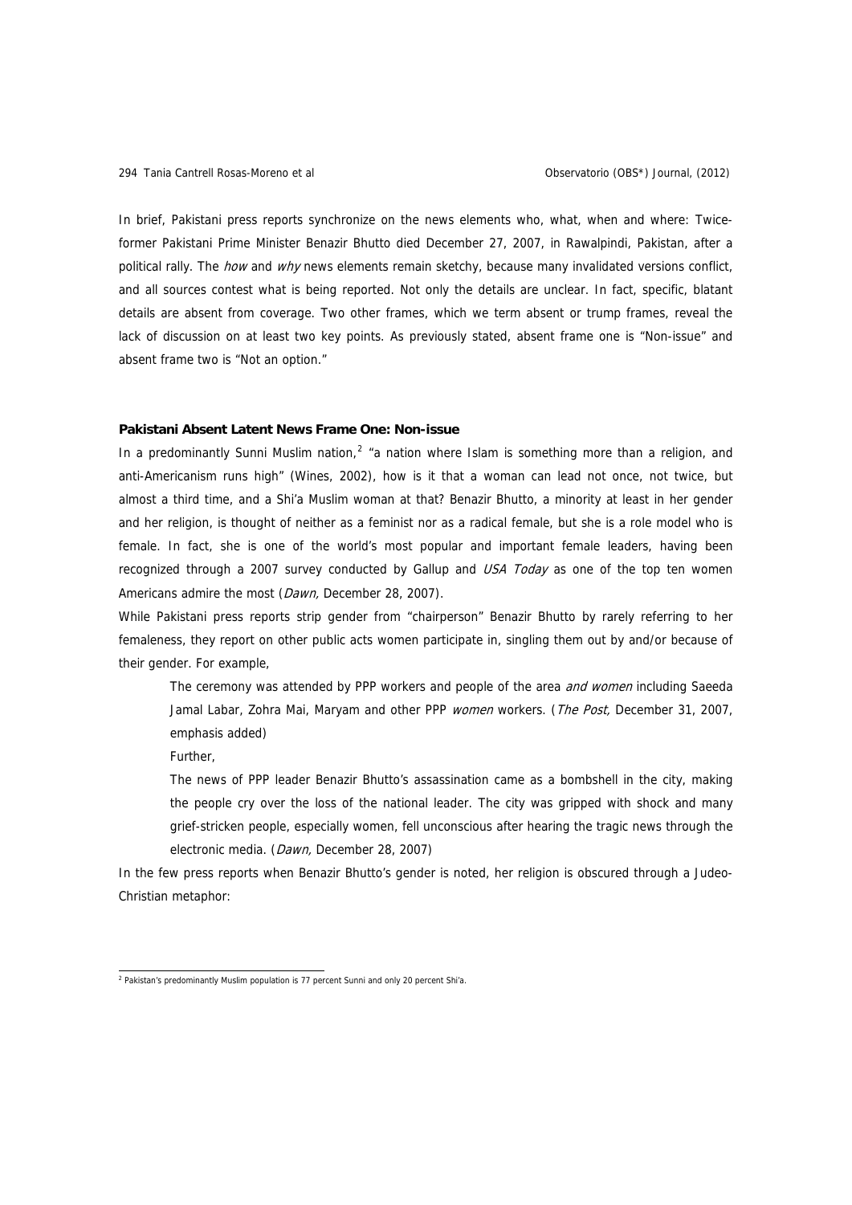In brief, Pakistani press reports synchronize on the news elements who, what, when and where: Twice-former Pakistani Prime Minister Benazir Bhutto died December 27, 2007, in Rawalpindi, Pakistan, after a political rally. The *how* and *why* news elements remain sketchy, because many invalidated versions conflict, and all sources contest what is being reported. Not only the details are unclear. In fact, specific, blatant details are absent from coverage. Two other frames, which we term absent or trump frames, reveal the lack of discussion on at least two key points. As previously stated, absent frame one is "Non-issue" and absent frame two is "Not an option."

### Pakistani Absent Latent News Frame One: Non-issue

In a predominantly Sunni Muslim nation,[2] "a nation where Islam is something more than a religion, and anti-Americanism runs high" (Wines, 2002), how is it that a woman can lead not once, not twice, but almost a third time, and a Shi'a Muslim woman at that? Benazir Bhutto, a minority at least in her gender and her religion, is thought of neither as a feminist nor as a radical female, but she is a role model who is female. In fact, she is one of the world's most popular and important female leaders, having been recognized through a 2007 survey conducted by Gallup and *USA Today* as one of the top ten women Americans admire the most (*Dawn,* December 28, 2007).

While Pakistani press reports strip gender from "chairperson" Benazir Bhutto by rarely referring to her femaleness, they report on other public acts women participate in, singling them out by and/or because of their gender. For example,

> The ceremony was attended by PPP workers and people of the area *and women* including Saeeda Jamal Labar, Zohra Mai, Maryam and other PPP *women* workers. (*The Post,* December 31, 2007, emphasis added)
>
> Further,
>
> The news of PPP leader Benazir Bhutto's assassination came as a bombshell in the city, making the people cry over the loss of the national leader. The city was gripped with shock and many grief-stricken people, especially women, fell unconscious after hearing the tragic news through the electronic media. (*Dawn,* December 28, 2007)

In the few press reports when Benazir Bhutto's gender is noted, her religion is obscured through a Judeo-Christian metaphor:

---

[2] Pakistan's predominantly Muslim population is 77 percent Sunni and only 20 percent Shi'a.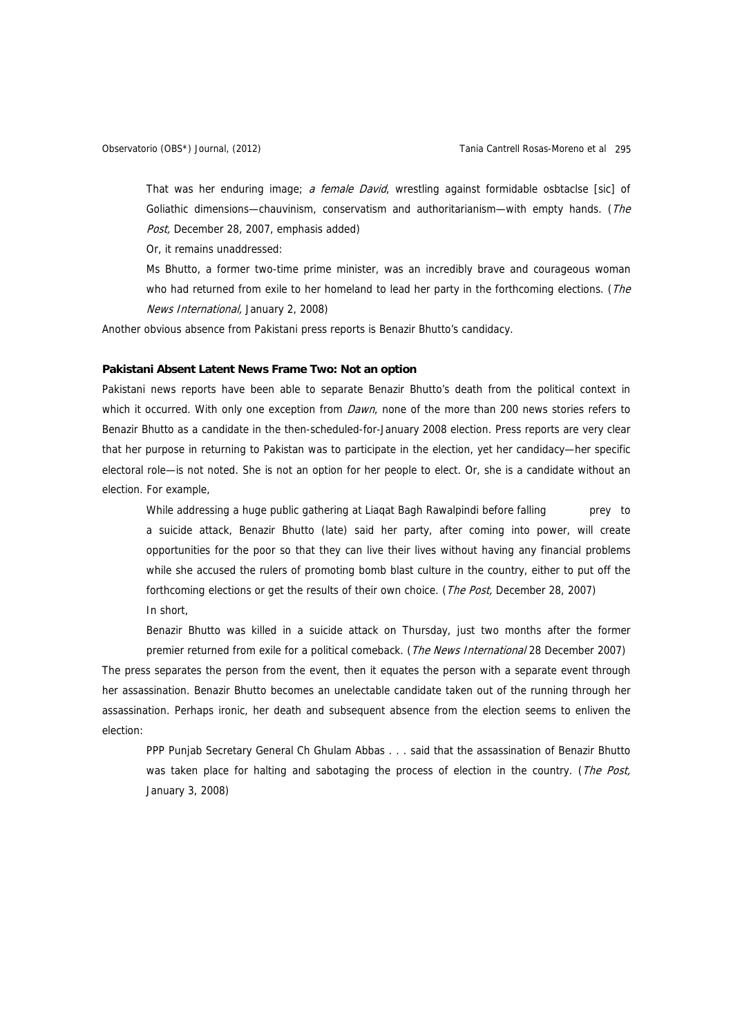That was her enduring image; *a female David*, wrestling against formidable osbtaclse [sic] of Goliathic dimensions—chauvinism, conservatism and authoritarianism—with empty hands. (*The Post,* December 28, 2007, emphasis added)

Or, it remains unaddressed:

Ms Bhutto, a former two-time prime minister, was an incredibly brave and courageous woman who had returned from exile to her homeland to lead her party in the forthcoming elections. (*The News International,* January 2, 2008)

Another obvious absence from Pakistani press reports is Benazir Bhutto's candidacy.

**Pakistani Absent Latent News Frame Two: Not an option**

Pakistani news reports have been able to separate Benazir Bhutto's death from the political context in which it occurred. With only one exception from *Dawn*, none of the more than 200 news stories refers to Benazir Bhutto as a candidate in the then-scheduled-for-January 2008 election. Press reports are very clear that her purpose in returning to Pakistan was to participate in the election, yet her candidacy—her specific electoral role—is not noted. She is not an option for her people to elect. Or, she is a candidate without an election. For example,

While addressing a huge public gathering at Liaqat Bagh Rawalpindi before falling prey to a suicide attack, Benazir Bhutto (late) said her party, after coming into power, will create opportunities for the poor so that they can live their lives without having any financial problems while she accused the rulers of promoting bomb blast culture in the country, either to put off the forthcoming elections or get the results of their own choice. (*The Post,* December 28, 2007)

In short,

Benazir Bhutto was killed in a suicide attack on Thursday, just two months after the former premier returned from exile for a political comeback. (*The News International* 28 December 2007)

The press separates the person from the event, then it equates the person with a separate event through her assassination. Benazir Bhutto becomes an unelectable candidate taken out of the running through her assassination. Perhaps ironic, her death and subsequent absence from the election seems to enliven the election:

PPP Punjab Secretary General Ch Ghulam Abbas . . . said that the assassination of Benazir Bhutto was taken place for halting and sabotaging the process of election in the country. (*The Post,* January 3, 2008)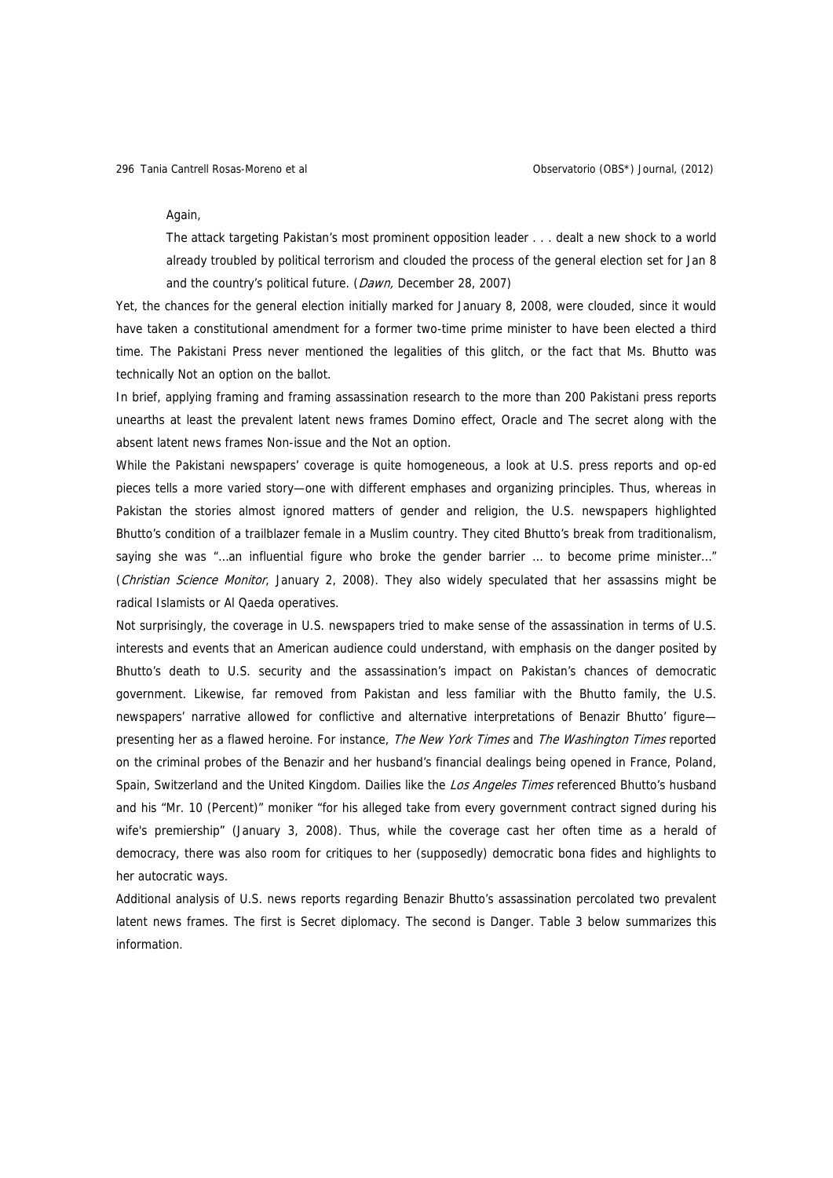Again,

> The attack targeting Pakistan's most prominent opposition leader . . . dealt a new shock to a world already troubled by political terrorism and clouded the process of the general election set for Jan 8 and the country's political future. (*Dawn,* December 28, 2007)

Yet, the chances for the general election initially marked for January 8, 2008, were clouded, since it would have taken a constitutional amendment for a former two-time prime minister to have been elected a third time. The Pakistani Press never mentioned the legalities of this glitch, or the fact that Ms. Bhutto was technically Not an option on the ballot.

In brief, applying framing and framing assassination research to the more than 200 Pakistani press reports unearths at least the prevalent latent news frames Domino effect, Oracle and The secret along with the absent latent news frames Non-issue and the Not an option.

While the Pakistani newspapers' coverage is quite homogeneous, a look at U.S. press reports and op-ed pieces tells a more varied story—one with different emphases and organizing principles. Thus, whereas in Pakistan the stories almost ignored matters of gender and religion, the U.S. newspapers highlighted Bhutto's condition of a trailblazer female in a Muslim country. They cited Bhutto's break from traditionalism, saying she was "…an influential figure who broke the gender barrier … to become prime minister…" (*Christian Science Monitor*, January 2, 2008). They also widely speculated that her assassins might be radical Islamists or Al Qaeda operatives.

Not surprisingly, the coverage in U.S. newspapers tried to make sense of the assassination in terms of U.S. interests and events that an American audience could understand, with emphasis on the danger posited by Bhutto's death to U.S. security and the assassination's impact on Pakistan's chances of democratic government. Likewise, far removed from Pakistan and less familiar with the Bhutto family, the U.S. newspapers' narrative allowed for conflictive and alternative interpretations of Benazir Bhutto' figure—presenting her as a flawed heroine. For instance, *The New York Times* and *The Washington Times* reported on the criminal probes of the Benazir and her husband's financial dealings being opened in France, Poland, Spain, Switzerland and the United Kingdom. Dailies like the *Los Angeles Times* referenced Bhutto's husband and his "Mr. 10 (Percent)" moniker "for his alleged take from every government contract signed during his wife's premiership" (January 3, 2008). Thus, while the coverage cast her often time as a herald of democracy, there was also room for critiques to her (supposedly) democratic bona fides and highlights to her autocratic ways.

Additional analysis of U.S. news reports regarding Benazir Bhutto's assassination percolated two prevalent latent news frames. The first is Secret diplomacy. The second is Danger. Table 3 below summarizes this information.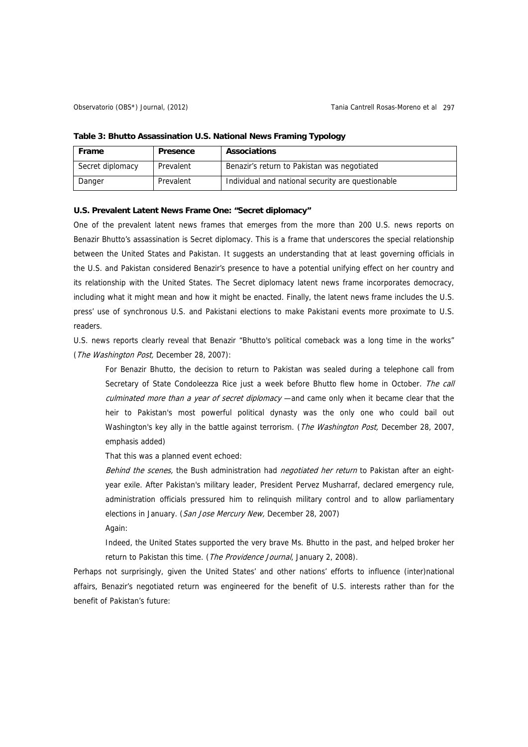**Table 3: Bhutto Assassination U.S. National News Framing Typology**

| Frame | Presence | Associations |
|---|---|---|
| Secret diplomacy | Prevalent | Benazir's return to Pakistan was negotiated |
| Danger | Prevalent | Individual and national security are questionable |

**U.S. Prevalent Latent News Frame One: "Secret diplomacy"**

One of the prevalent latent news frames that emerges from the more than 200 U.S. news reports on Benazir Bhutto's assassination is Secret diplomacy. This is a frame that underscores the special relationship between the United States and Pakistan. It suggests an understanding that at least governing officials in the U.S. and Pakistan considered Benazir's presence to have a potential unifying effect on her country and its relationship with the United States. The Secret diplomacy latent news frame incorporates democracy, including what it might mean and how it might be enacted. Finally, the latent news frame includes the U.S. press' use of synchronous U.S. and Pakistani elections to make Pakistani events more proximate to U.S. readers.

U.S. news reports clearly reveal that Benazir "Bhutto's political comeback was a long time in the works" (*The Washington Post,* December 28, 2007):

> For Benazir Bhutto, the decision to return to Pakistan was sealed during a telephone call from Secretary of State Condoleezza Rice just a week before Bhutto flew home in October. *The call culminated more than a year of secret diplomacy* —and came only when it became clear that the heir to Pakistan's most powerful political dynasty was the only one who could bail out Washington's key ally in the battle against terrorism. (*The Washington Post,* December 28, 2007, emphasis added)

That this was a planned event echoed:

> *Behind the scenes,* the Bush administration had *negotiated her return* to Pakistan after an eight-year exile. After Pakistan's military leader, President Pervez Musharraf, declared emergency rule, administration officials pressured him to relinquish military control and to allow parliamentary elections in January. (*San Jose Mercury New,* December 28, 2007)

Again:

> Indeed, the United States supported the very brave Ms. Bhutto in the past, and helped broker her return to Pakistan this time. (*The Providence Journal*, January 2, 2008).

Perhaps not surprisingly, given the United States' and other nations' efforts to influence (inter)national affairs, Benazir's negotiated return was engineered for the benefit of U.S. interests rather than for the benefit of Pakistan's future: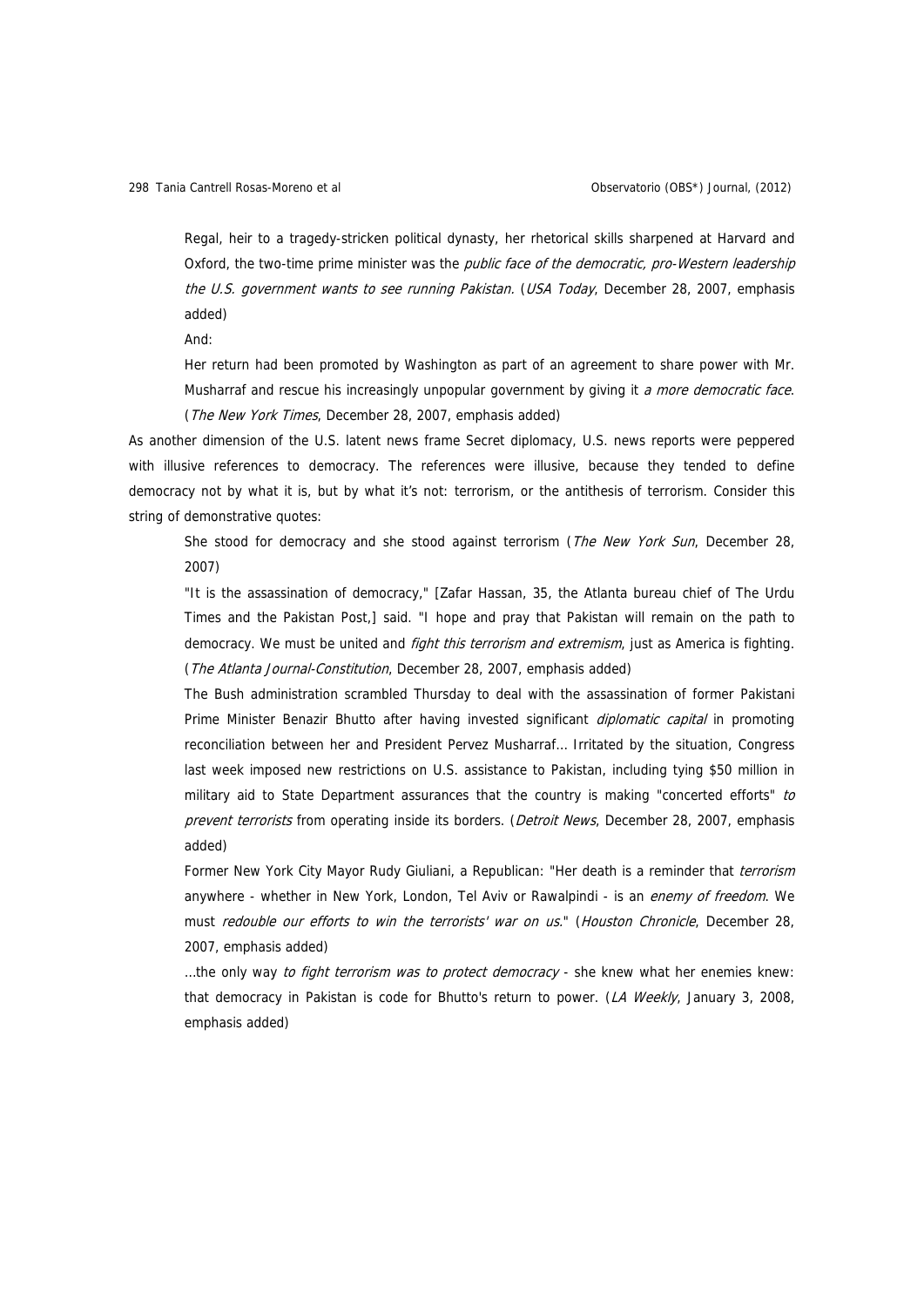> Regal, heir to a tragedy-stricken political dynasty, her rhetorical skills sharpened at Harvard and Oxford, the two-time prime minister was the *public face of the democratic, pro-Western leadership the U.S. government wants to see running Pakistan*. (*USA Today*, December 28, 2007, emphasis added)
>
> And:
>
> Her return had been promoted by Washington as part of an agreement to share power with Mr. Musharraf and rescue his increasingly unpopular government by giving it *a more democratic face*. (*The New York Times*, December 28, 2007, emphasis added)

As another dimension of the U.S. latent news frame Secret diplomacy, U.S. news reports were peppered with illusive references to democracy. The references were illusive, because they tended to define democracy not by what it is, but by what it's not: terrorism, or the antithesis of terrorism. Consider this string of demonstrative quotes:

> She stood for democracy and she stood against terrorism (*The New York Sun*, December 28, 2007)
>
> "It is the assassination of democracy," [Zafar Hassan, 35, the Atlanta bureau chief of The Urdu Times and the Pakistan Post,] said. "I hope and pray that Pakistan will remain on the path to democracy. We must be united and *fight this terrorism and extremism*, just as America is fighting. (*The Atlanta Journal-Constitution*, December 28, 2007, emphasis added)
>
> The Bush administration scrambled Thursday to deal with the assassination of former Pakistani Prime Minister Benazir Bhutto after having invested significant *diplomatic capital* in promoting reconciliation between her and President Pervez Musharraf... Irritated by the situation, Congress last week imposed new restrictions on U.S. assistance to Pakistan, including tying $50 million in military aid to State Department assurances that the country is making "concerted efforts" *to prevent terrorists* from operating inside its borders. (*Detroit News*, December 28, 2007, emphasis added)
>
> Former New York City Mayor Rudy Giuliani, a Republican: "Her death is a reminder that *terrorism* anywhere - whether in New York, London, Tel Aviv or Rawalpindi - is an *enemy of freedom*. We must *redouble our efforts to win the terrorists' war on us*." (*Houston Chronicle*, December 28, 2007, emphasis added)
>
> ...the only way *to fight terrorism was to protect democracy* - she knew what her enemies knew: that democracy in Pakistan is code for Bhutto's return to power. (*LA Weekly*, January 3, 2008, emphasis added)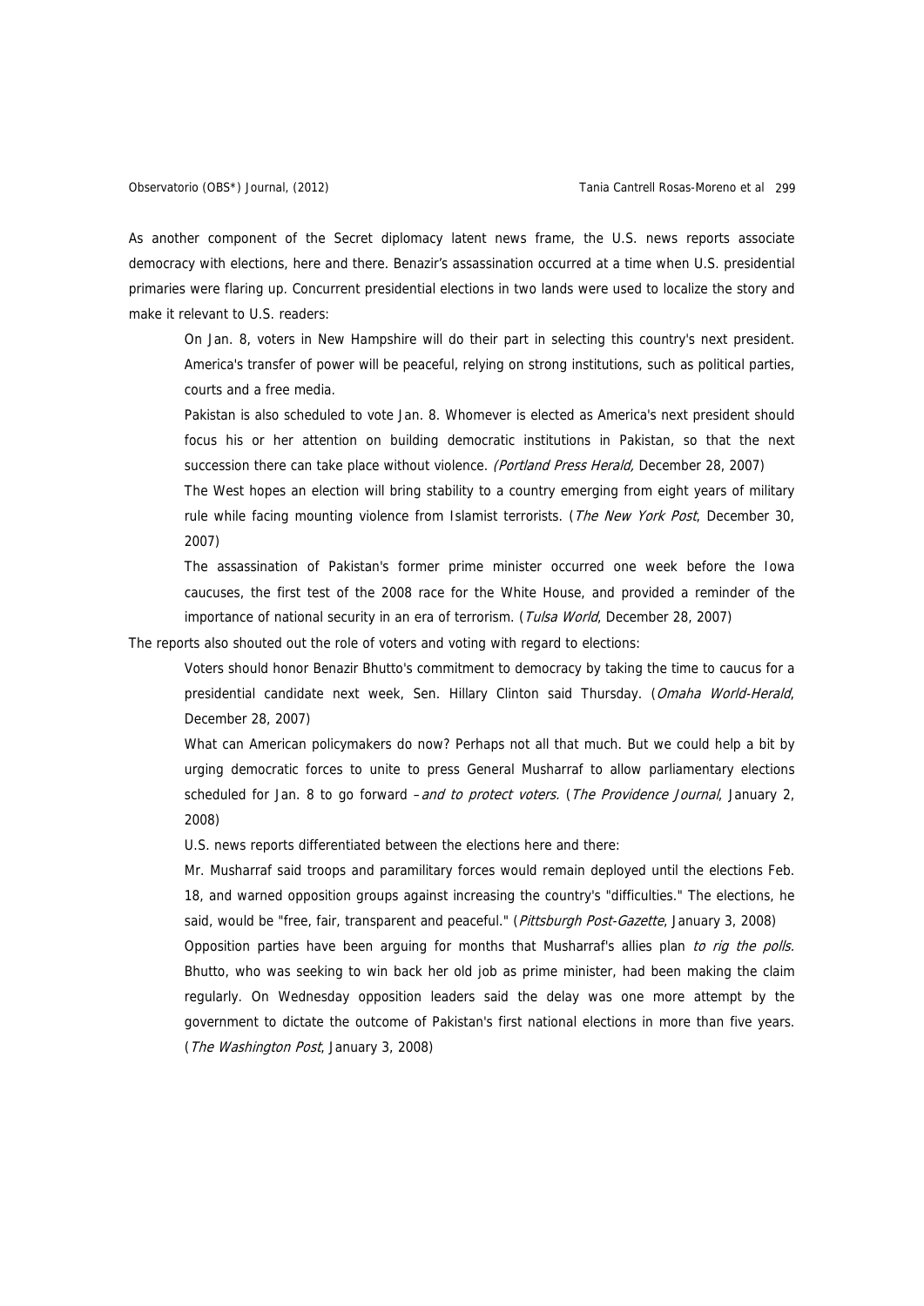As another component of the Secret diplomacy latent news frame, the U.S. news reports associate democracy with elections, here and there. Benazir's assassination occurred at a time when U.S. presidential primaries were flaring up. Concurrent presidential elections in two lands were used to localize the story and make it relevant to U.S. readers:

> On Jan. 8, voters in New Hampshire will do their part in selecting this country's next president. America's transfer of power will be peaceful, relying on strong institutions, such as political parties, courts and a free media.
>
> Pakistan is also scheduled to vote Jan. 8. Whomever is elected as America's next president should focus his or her attention on building democratic institutions in Pakistan, so that the next succession there can take place without violence. *(Portland Press Herald,* December 28, 2007)
>
> The West hopes an election will bring stability to a country emerging from eight years of military rule while facing mounting violence from Islamist terrorists. (*The New York Post*, December 30, 2007)
>
> The assassination of Pakistan's former prime minister occurred one week before the Iowa caucuses, the first test of the 2008 race for the White House, and provided a reminder of the importance of national security in an era of terrorism. (*Tulsa World*, December 28, 2007)

The reports also shouted out the role of voters and voting with regard to elections:

> Voters should honor Benazir Bhutto's commitment to democracy by taking the time to caucus for a presidential candidate next week, Sen. Hillary Clinton said Thursday. (*Omaha World-Herald*, December 28, 2007)
>
> What can American policymakers do now? Perhaps not all that much. But we could help a bit by urging democratic forces to unite to press General Musharraf to allow parliamentary elections scheduled for Jan. 8 to go forward –*and to protect voters.* (*The Providence Journal*, January 2, 2008)
>
> U.S. news reports differentiated between the elections here and there:
>
> Mr. Musharraf said troops and paramilitary forces would remain deployed until the elections Feb. 18, and warned opposition groups against increasing the country's "difficulties." The elections, he said, would be "free, fair, transparent and peaceful." (*Pittsburgh Post-Gazette*, January 3, 2008)
>
> Opposition parties have been arguing for months that Musharraf's allies plan *to rig the polls.* Bhutto, who was seeking to win back her old job as prime minister, had been making the claim regularly. On Wednesday opposition leaders said the delay was one more attempt by the government to dictate the outcome of Pakistan's first national elections in more than five years. (*The Washington Post*, January 3, 2008)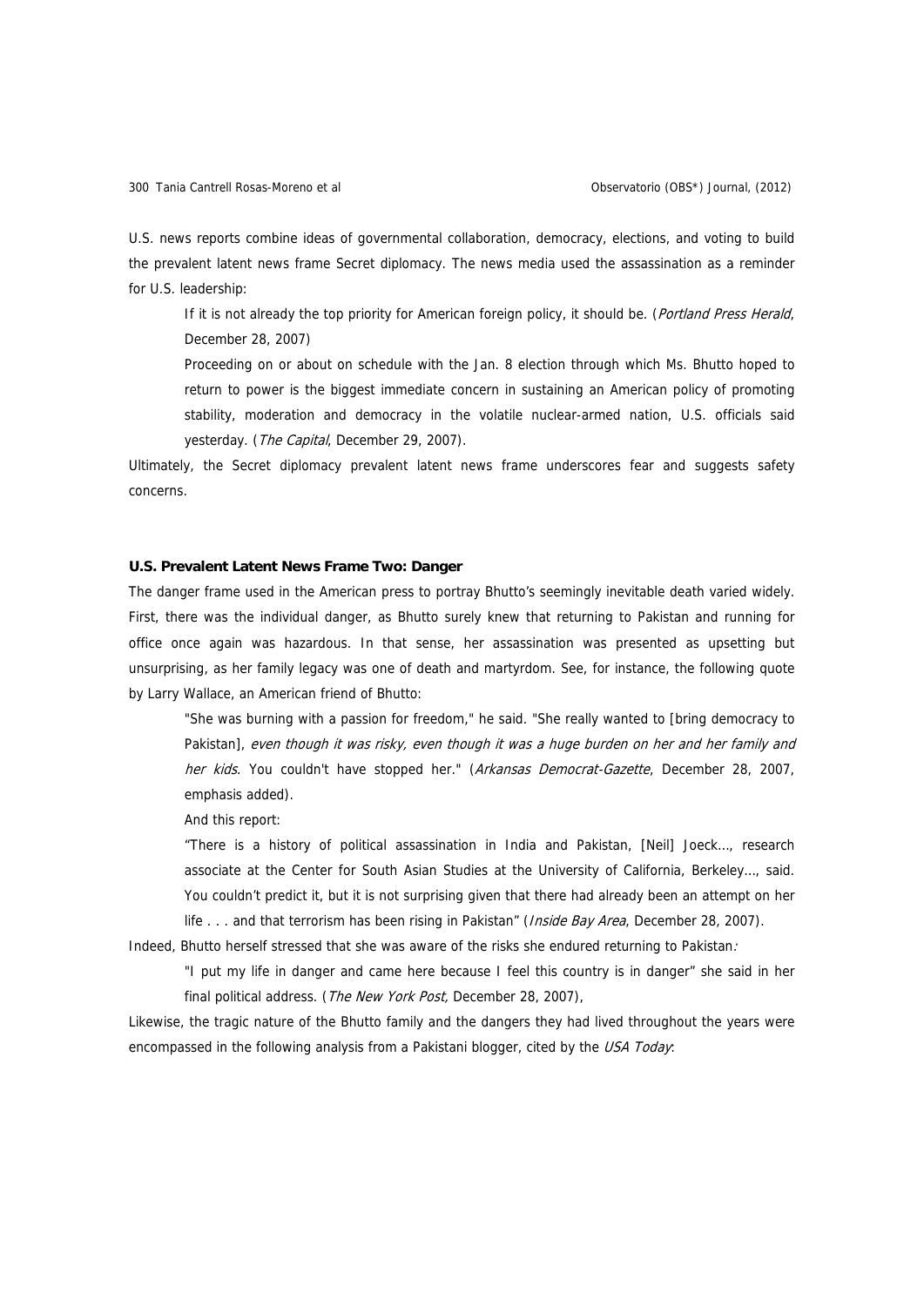U.S. news reports combine ideas of governmental collaboration, democracy, elections, and voting to build the prevalent latent news frame Secret diplomacy. The news media used the assassination as a reminder for U.S. leadership:

> If it is not already the top priority for American foreign policy, it should be. (*Portland Press Herald*, December 28, 2007)
>
> Proceeding on or about on schedule with the Jan. 8 election through which Ms. Bhutto hoped to return to power is the biggest immediate concern in sustaining an American policy of promoting stability, moderation and democracy in the volatile nuclear-armed nation, U.S. officials said yesterday. (*The Capital*, December 29, 2007).

Ultimately, the Secret diplomacy prevalent latent news frame underscores fear and suggests safety concerns.

### U.S. Prevalent Latent News Frame Two: Danger

The danger frame used in the American press to portray Bhutto's seemingly inevitable death varied widely. First, there was the individual danger, as Bhutto surely knew that returning to Pakistan and running for office once again was hazardous. In that sense, her assassination was presented as upsetting but unsurprising, as her family legacy was one of death and martyrdom. See, for instance, the following quote by Larry Wallace, an American friend of Bhutto:

> "She was burning with a passion for freedom," he said. "She really wanted to [bring democracy to Pakistan], *even though it was risky, even though it was a huge burden on her and her family and her kids*. You couldn't have stopped her." (*Arkansas Democrat-Gazette*, December 28, 2007, emphasis added).
>
> And this report:
>
> "There is a history of political assassination in India and Pakistan, [Neil] Joeck…, research associate at the Center for South Asian Studies at the University of California, Berkeley…, said. You couldn't predict it, but it is not surprising given that there had already been an attempt on her life . . . and that terrorism has been rising in Pakistan" (*Inside Bay Area*, December 28, 2007).

Indeed, Bhutto herself stressed that she was aware of the risks she endured returning to Pakistan:

> "I put my life in danger and came here because I feel this country is in danger" she said in her final political address. (*The New York Post,* December 28, 2007),

Likewise, the tragic nature of the Bhutto family and the dangers they had lived throughout the years were encompassed in the following analysis from a Pakistani blogger, cited by the *USA Today*: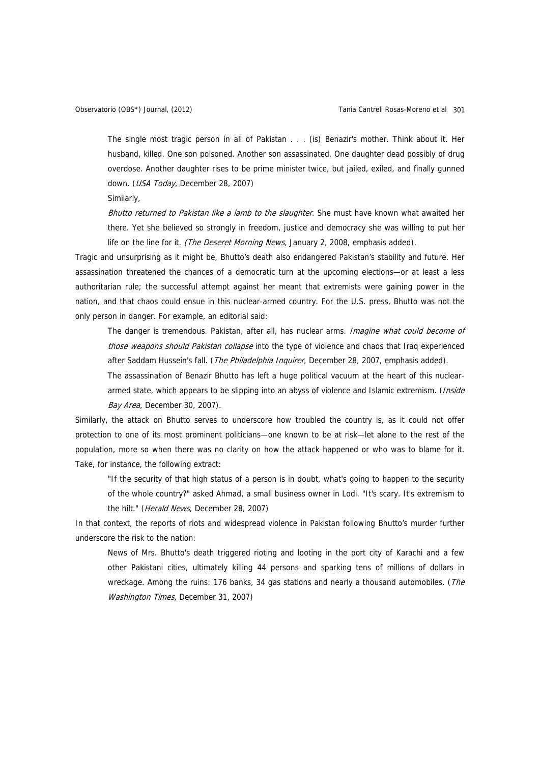> The single most tragic person in all of Pakistan . . . (is) Benazir's mother. Think about it. Her husband, killed. One son poisoned. Another son assassinated. One daughter dead possibly of drug overdose. Another daughter rises to be prime minister twice, but jailed, exiled, and finally gunned down. (*USA Today*, December 28, 2007)

Similarly,

> *Bhutto returned to Pakistan like a lamb to the slaughter*. She must have known what awaited her there. Yet she believed so strongly in freedom, justice and democracy she was willing to put her life on the line for it. (*The Deseret Morning News*, January 2, 2008, emphasis added).

Tragic and unsurprising as it might be, Bhutto's death also endangered Pakistan's stability and future. Her assassination threatened the chances of a democratic turn at the upcoming elections—or at least a less authoritarian rule; the successful attempt against her meant that extremists were gaining power in the nation, and that chaos could ensue in this nuclear-armed country. For the U.S. press, Bhutto was not the only person in danger. For example, an editorial said:

> The danger is tremendous. Pakistan, after all, has nuclear arms. *Imagine what could become of those weapons should Pakistan collapse* into the type of violence and chaos that Iraq experienced after Saddam Hussein's fall. (*The Philadelphia Inquirer*, December 28, 2007, emphasis added).
>
> The assassination of Benazir Bhutto has left a huge political vacuum at the heart of this nuclear-armed state, which appears to be slipping into an abyss of violence and Islamic extremism. (*Inside Bay Area*, December 30, 2007).

Similarly, the attack on Bhutto serves to underscore how troubled the country is, as it could not offer protection to one of its most prominent politicians—one known to be at risk—let alone to the rest of the population, more so when there was no clarity on how the attack happened or who was to blame for it. Take, for instance, the following extract:

> "If the security of that high status of a person is in doubt, what's going to happen to the security of the whole country?" asked Ahmad, a small business owner in Lodi. "It's scary. It's extremism to the hilt." (*Herald News*, December 28, 2007)

In that context, the reports of riots and widespread violence in Pakistan following Bhutto's murder further underscore the risk to the nation:

> News of Mrs. Bhutto's death triggered rioting and looting in the port city of Karachi and a few other Pakistani cities, ultimately killing 44 persons and sparking tens of millions of dollars in wreckage. Among the ruins: 176 banks, 34 gas stations and nearly a thousand automobiles. (*The Washington Times*, December 31, 2007)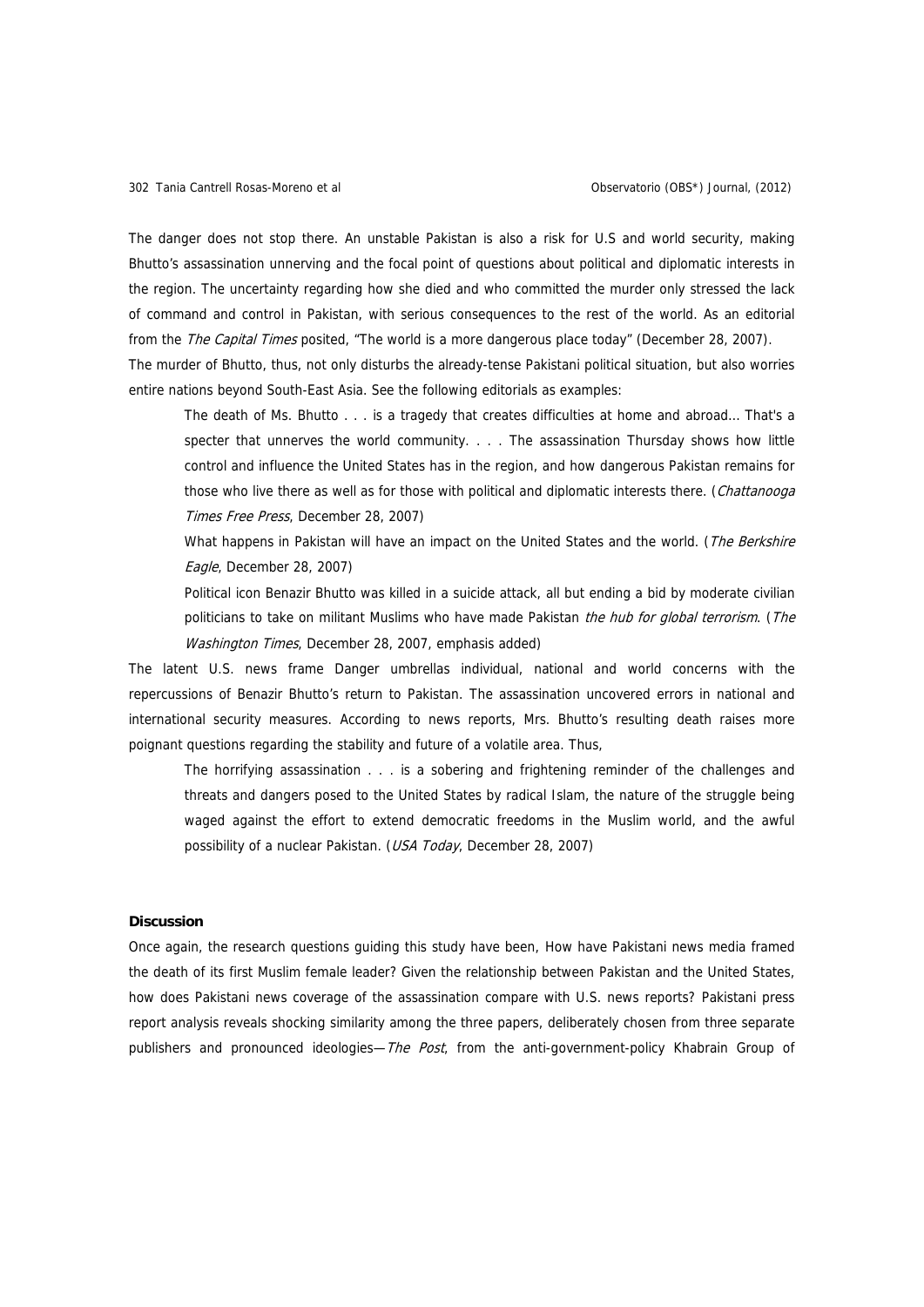The danger does not stop there. An unstable Pakistan is also a risk for U.S and world security, making Bhutto's assassination unnerving and the focal point of questions about political and diplomatic interests in the region. The uncertainty regarding how she died and who committed the murder only stressed the lack of command and control in Pakistan, with serious consequences to the rest of the world. As an editorial from the *The Capital Times* posited, "The world is a more dangerous place today" (December 28, 2007).

The murder of Bhutto, thus, not only disturbs the already-tense Pakistani political situation, but also worries entire nations beyond South-East Asia. See the following editorials as examples:

> The death of Ms. Bhutto . . . is a tragedy that creates difficulties at home and abroad... That's a specter that unnerves the world community. . . . The assassination Thursday shows how little control and influence the United States has in the region, and how dangerous Pakistan remains for those who live there as well as for those with political and diplomatic interests there. (*Chattanooga Times Free Press*, December 28, 2007)
>
> What happens in Pakistan will have an impact on the United States and the world. (*The Berkshire Eagle*, December 28, 2007)
>
> Political icon Benazir Bhutto was killed in a suicide attack, all but ending a bid by moderate civilian politicians to take on militant Muslims who have made Pakistan *the hub for global terrorism*. (*The Washington Times*, December 28, 2007, emphasis added)

The latent U.S. news frame Danger umbrellas individual, national and world concerns with the repercussions of Benazir Bhutto's return to Pakistan. The assassination uncovered errors in national and international security measures. According to news reports, Mrs. Bhutto's resulting death raises more poignant questions regarding the stability and future of a volatile area. Thus,

> The horrifying assassination . . . is a sobering and frightening reminder of the challenges and threats and dangers posed to the United States by radical Islam, the nature of the struggle being waged against the effort to extend democratic freedoms in the Muslim world, and the awful possibility of a nuclear Pakistan. (*USA Today*, December 28, 2007)

### Discussion

Once again, the research questions guiding this study have been, How have Pakistani news media framed the death of its first Muslim female leader? Given the relationship between Pakistan and the United States, how does Pakistani news coverage of the assassination compare with U.S. news reports? Pakistani press report analysis reveals shocking similarity among the three papers, deliberately chosen from three separate publishers and pronounced ideologies—*The Post*, from the anti-government-policy Khabrain Group of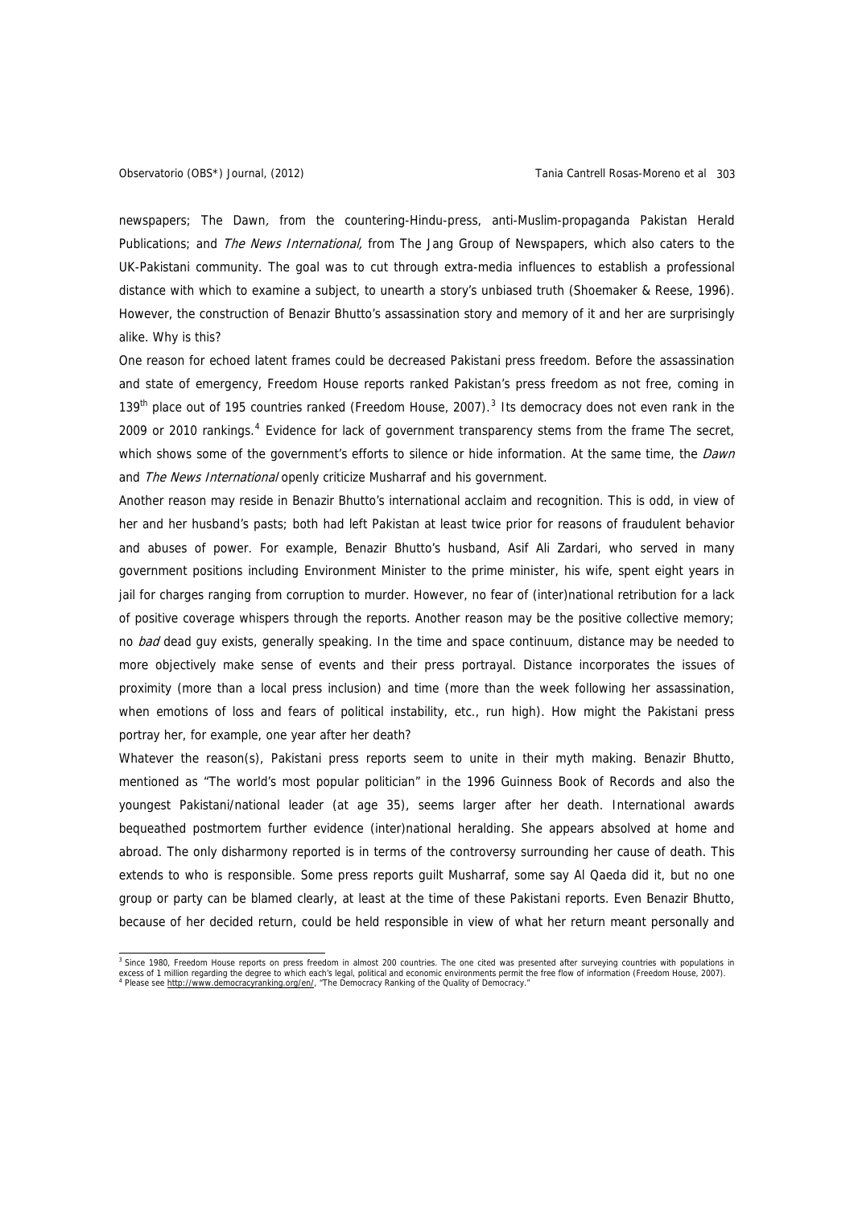newspapers; The Dawn, from the countering-Hindu-press, anti-Muslim-propaganda Pakistan Herald Publications; and *The News International,* from The Jang Group of Newspapers, which also caters to the UK-Pakistani community. The goal was to cut through extra-media influences to establish a professional distance with which to examine a subject, to unearth a story's unbiased truth (Shoemaker & Reese, 1996). However, the construction of Benazir Bhutto's assassination story and memory of it and her are surprisingly alike. Why is this?

One reason for echoed latent frames could be decreased Pakistani press freedom. Before the assassination and state of emergency, Freedom House reports ranked Pakistan's press freedom as not free, coming in 139th place out of 195 countries ranked (Freedom House, 2007).[3] Its democracy does not even rank in the 2009 or 2010 rankings.[4] Evidence for lack of government transparency stems from the frame The secret, which shows some of the government's efforts to silence or hide information. At the same time, the *Dawn* and *The News International* openly criticize Musharraf and his government.

Another reason may reside in Benazir Bhutto's international acclaim and recognition. This is odd, in view of her and her husband's pasts; both had left Pakistan at least twice prior for reasons of fraudulent behavior and abuses of power. For example, Benazir Bhutto's husband, Asif Ali Zardari, who served in many government positions including Environment Minister to the prime minister, his wife, spent eight years in jail for charges ranging from corruption to murder. However, no fear of (inter)national retribution for a lack of positive coverage whispers through the reports. Another reason may be the positive collective memory; no *bad* dead guy exists, generally speaking. In the time and space continuum, distance may be needed to more objectively make sense of events and their press portrayal. Distance incorporates the issues of proximity (more than a local press inclusion) and time (more than the week following her assassination, when emotions of loss and fears of political instability, etc., run high). How might the Pakistani press portray her, for example, one year after her death?

Whatever the reason(s), Pakistani press reports seem to unite in their myth making. Benazir Bhutto, mentioned as "The world's most popular politician" in the 1996 Guinness Book of Records and also the youngest Pakistani/national leader (at age 35), seems larger after her death. International awards bequeathed postmortem further evidence (inter)national heralding. She appears absolved at home and abroad. The only disharmony reported is in terms of the controversy surrounding her cause of death. This extends to who is responsible. Some press reports guilt Musharraf, some say Al Qaeda did it, but no one group or party can be blamed clearly, at least at the time of these Pakistani reports. Even Benazir Bhutto, because of her decided return, could be held responsible in view of what her return meant personally and

---

[3] Since 1980, Freedom House reports on press freedom in almost 200 countries. The one cited was presented after surveying countries with populations in excess of 1 million regarding the degree to which each's legal, political and economic environments permit the free flow of information (Freedom House, 2007).

[4] Please see http://www.democracyranking.org/en/, "The Democracy Ranking of the Quality of Democracy."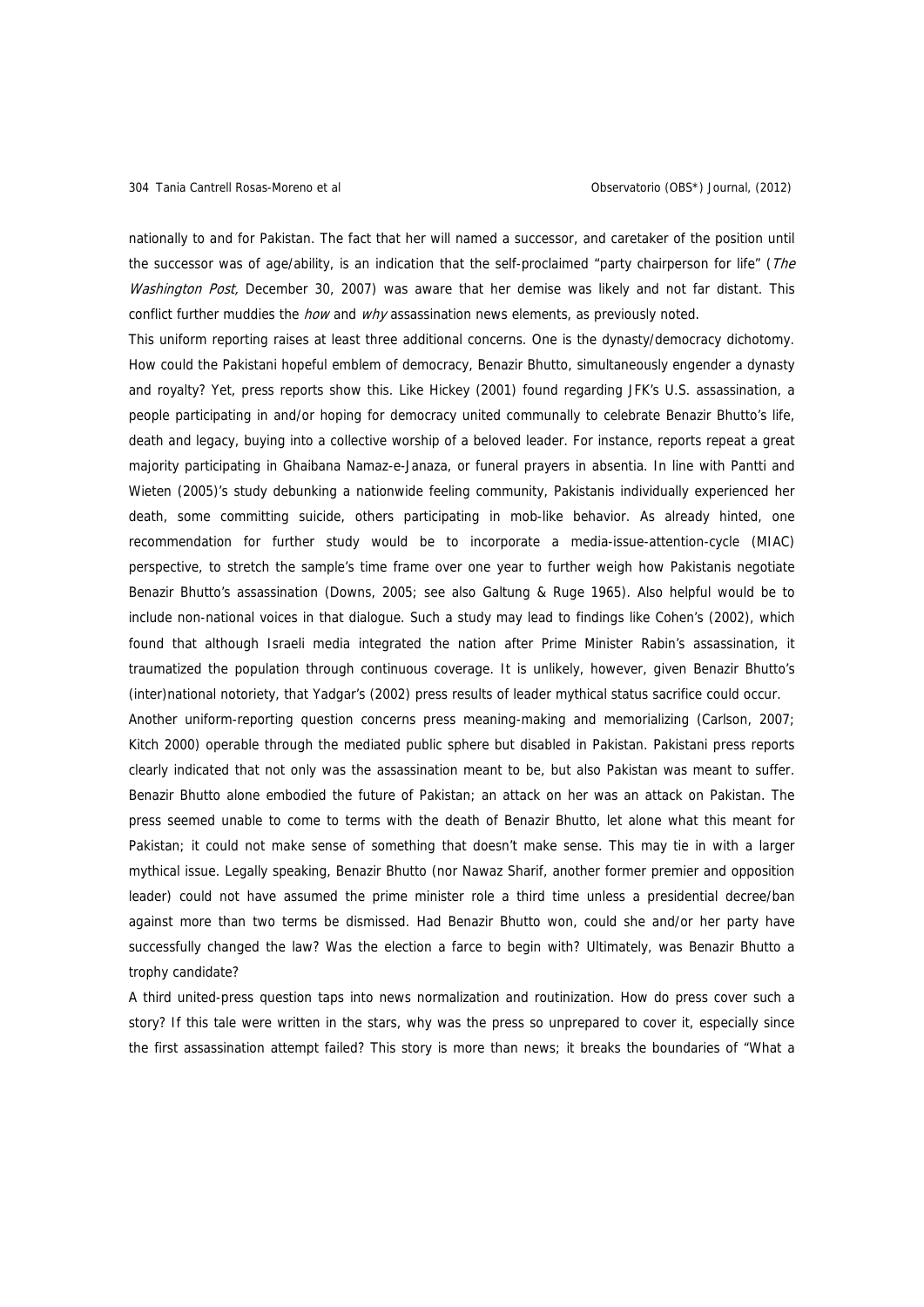nationally to and for Pakistan. The fact that her will named a successor, and caretaker of the position until the successor was of age/ability, is an indication that the self-proclaimed "party chairperson for life" (*The Washington Post,* December 30, 2007) was aware that her demise was likely and not far distant. This conflict further muddies the *how* and *why* assassination news elements, as previously noted.

This uniform reporting raises at least three additional concerns. One is the dynasty/democracy dichotomy. How could the Pakistani hopeful emblem of democracy, Benazir Bhutto, simultaneously engender a dynasty and royalty? Yet, press reports show this. Like Hickey (2001) found regarding JFK's U.S. assassination, a people participating in and/or hoping for democracy united communally to celebrate Benazir Bhutto's life, death and legacy, buying into a collective worship of a beloved leader. For instance, reports repeat a great majority participating in Ghaibana Namaz-e-Janaza, or funeral prayers in absentia. In line with Pantti and Wieten (2005)'s study debunking a nationwide feeling community, Pakistanis individually experienced her death, some committing suicide, others participating in mob-like behavior. As already hinted, one recommendation for further study would be to incorporate a media-issue-attention-cycle (MIAC) perspective, to stretch the sample's time frame over one year to further weigh how Pakistanis negotiate Benazir Bhutto's assassination (Downs, 2005; see also Galtung & Ruge 1965). Also helpful would be to include non-national voices in that dialogue. Such a study may lead to findings like Cohen's (2002), which found that although Israeli media integrated the nation after Prime Minister Rabin's assassination, it traumatized the population through continuous coverage. It is unlikely, however, given Benazir Bhutto's (inter)national notoriety, that Yadgar's (2002) press results of leader mythical status sacrifice could occur.

Another uniform-reporting question concerns press meaning-making and memorializing (Carlson, 2007; Kitch 2000) operable through the mediated public sphere but disabled in Pakistan. Pakistani press reports clearly indicated that not only was the assassination meant to be, but also Pakistan was meant to suffer. Benazir Bhutto alone embodied the future of Pakistan; an attack on her was an attack on Pakistan. The press seemed unable to come to terms with the death of Benazir Bhutto, let alone what this meant for Pakistan; it could not make sense of something that doesn't make sense. This may tie in with a larger mythical issue. Legally speaking, Benazir Bhutto (nor Nawaz Sharif, another former premier and opposition leader) could not have assumed the prime minister role a third time unless a presidential decree/ban against more than two terms be dismissed. Had Benazir Bhutto won, could she and/or her party have successfully changed the law? Was the election a farce to begin with? Ultimately, was Benazir Bhutto a trophy candidate?

A third united-press question taps into news normalization and routinization. How do press cover such a story? If this tale were written in the stars, why was the press so unprepared to cover it, especially since the first assassination attempt failed? This story is more than news; it breaks the boundaries of "What a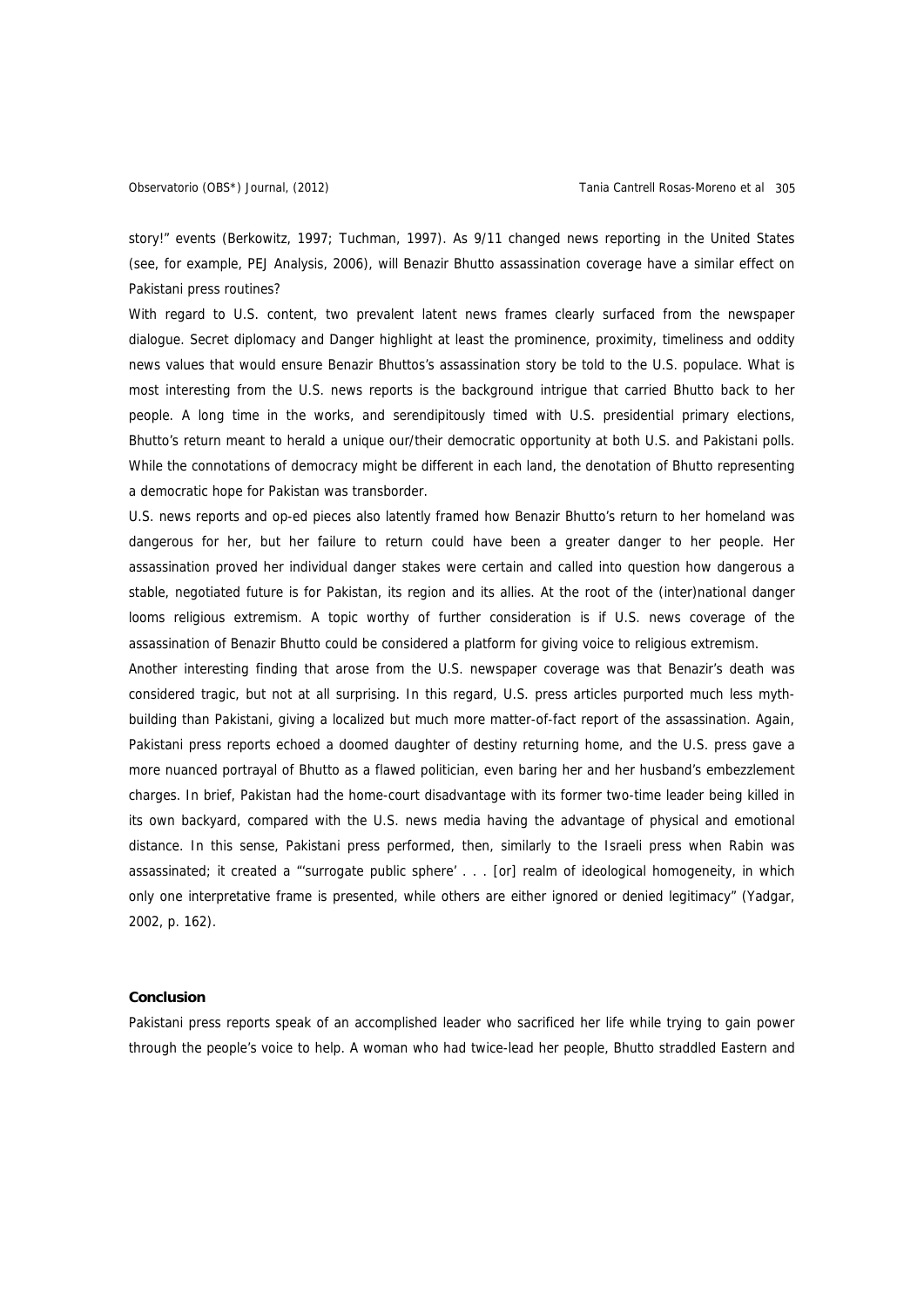story!" events (Berkowitz, 1997; Tuchman, 1997). As 9/11 changed news reporting in the United States (see, for example, PEJ Analysis, 2006), will Benazir Bhutto assassination coverage have a similar effect on Pakistani press routines?

With regard to U.S. content, two prevalent latent news frames clearly surfaced from the newspaper dialogue. Secret diplomacy and Danger highlight at least the prominence, proximity, timeliness and oddity news values that would ensure Benazir Bhuttos's assassination story be told to the U.S. populace. What is most interesting from the U.S. news reports is the background intrigue that carried Bhutto back to her people. A long time in the works, and serendipitously timed with U.S. presidential primary elections, Bhutto's return meant to herald a unique our/their democratic opportunity at both U.S. and Pakistani polls. While the connotations of democracy might be different in each land, the denotation of Bhutto representing a democratic hope for Pakistan was transborder.

U.S. news reports and op-ed pieces also latently framed how Benazir Bhutto's return to her homeland was dangerous for her, but her failure to return could have been a greater danger to her people. Her assassination proved her individual danger stakes were certain and called into question how dangerous a stable, negotiated future is for Pakistan, its region and its allies. At the root of the (inter)national danger looms religious extremism. A topic worthy of further consideration is if U.S. news coverage of the assassination of Benazir Bhutto could be considered a platform for giving voice to religious extremism.

Another interesting finding that arose from the U.S. newspaper coverage was that Benazir's death was considered tragic, but not at all surprising. In this regard, U.S. press articles purported much less myth-building than Pakistani, giving a localized but much more matter-of-fact report of the assassination. Again, Pakistani press reports echoed a doomed daughter of destiny returning home, and the U.S. press gave a more nuanced portrayal of Bhutto as a flawed politician, even baring her and her husband's embezzlement charges. In brief, Pakistan had the home-court disadvantage with its former two-time leader being killed in its own backyard, compared with the U.S. news media having the advantage of physical and emotional distance. In this sense, Pakistani press performed, then, similarly to the Israeli press when Rabin was assassinated; it created a "'surrogate public sphere' . . . [or] realm of ideological homogeneity, in which only one interpretative frame is presented, while others are either ignored or denied legitimacy" (Yadgar, 2002, p. 162).

## Conclusion

Pakistani press reports speak of an accomplished leader who sacrificed her life while trying to gain power through the people's voice to help. A woman who had twice-lead her people, Bhutto straddled Eastern and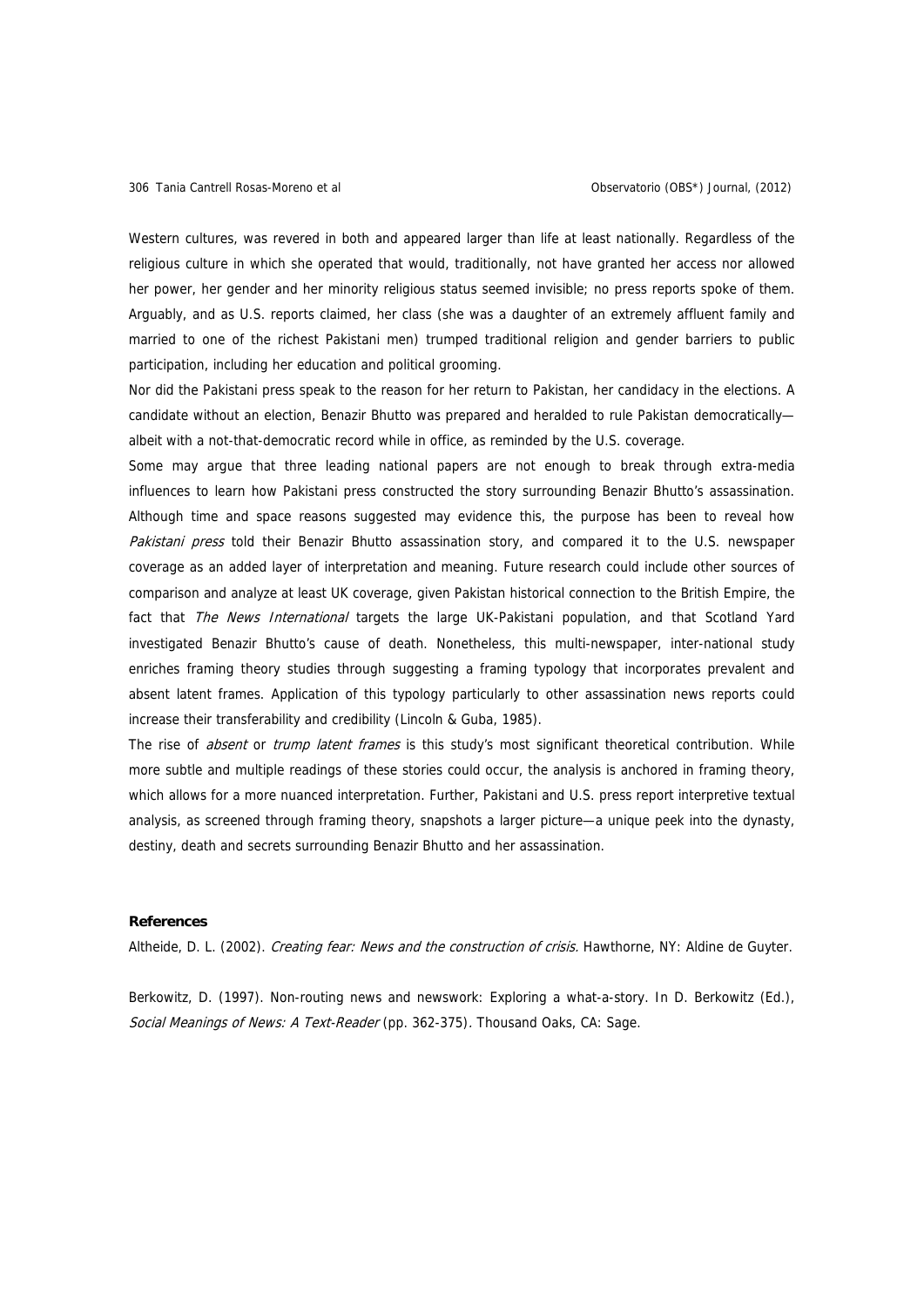Western cultures, was revered in both and appeared larger than life at least nationally. Regardless of the religious culture in which she operated that would, traditionally, not have granted her access nor allowed her power, her gender and her minority religious status seemed invisible; no press reports spoke of them. Arguably, and as U.S. reports claimed, her class (she was a daughter of an extremely affluent family and married to one of the richest Pakistani men) trumped traditional religion and gender barriers to public participation, including her education and political grooming.

Nor did the Pakistani press speak to the reason for her return to Pakistan, her candidacy in the elections. A candidate without an election, Benazir Bhutto was prepared and heralded to rule Pakistan democratically—albeit with a not-that-democratic record while in office, as reminded by the U.S. coverage.

Some may argue that three leading national papers are not enough to break through extra-media influences to learn how Pakistani press constructed the story surrounding Benazir Bhutto's assassination. Although time and space reasons suggested may evidence this, the purpose has been to reveal how *Pakistani press* told their Benazir Bhutto assassination story, and compared it to the U.S. newspaper coverage as an added layer of interpretation and meaning. Future research could include other sources of comparison and analyze at least UK coverage, given Pakistan historical connection to the British Empire, the fact that *The News International* targets the large UK-Pakistani population, and that Scotland Yard investigated Benazir Bhutto's cause of death. Nonetheless, this multi-newspaper, inter-national study enriches framing theory studies through suggesting a framing typology that incorporates prevalent and absent latent frames. Application of this typology particularly to other assassination news reports could increase their transferability and credibility (Lincoln & Guba, 1985).

The rise of *absent* or *trump latent frames* is this study's most significant theoretical contribution. While more subtle and multiple readings of these stories could occur, the analysis is anchored in framing theory, which allows for a more nuanced interpretation. Further, Pakistani and U.S. press report interpretive textual analysis, as screened through framing theory, snapshots a larger picture—a unique peek into the dynasty, destiny, death and secrets surrounding Benazir Bhutto and her assassination.

**References**

Altheide, D. L. (2002). *Creating fear: News and the construction of crisis.* Hawthorne, NY: Aldine de Guyter.

Berkowitz, D. (1997). Non-routing news and newswork: Exploring a what-a-story. In D. Berkowitz (Ed.), *Social Meanings of News: A Text-Reader* (pp. 362-375). Thousand Oaks, CA: Sage.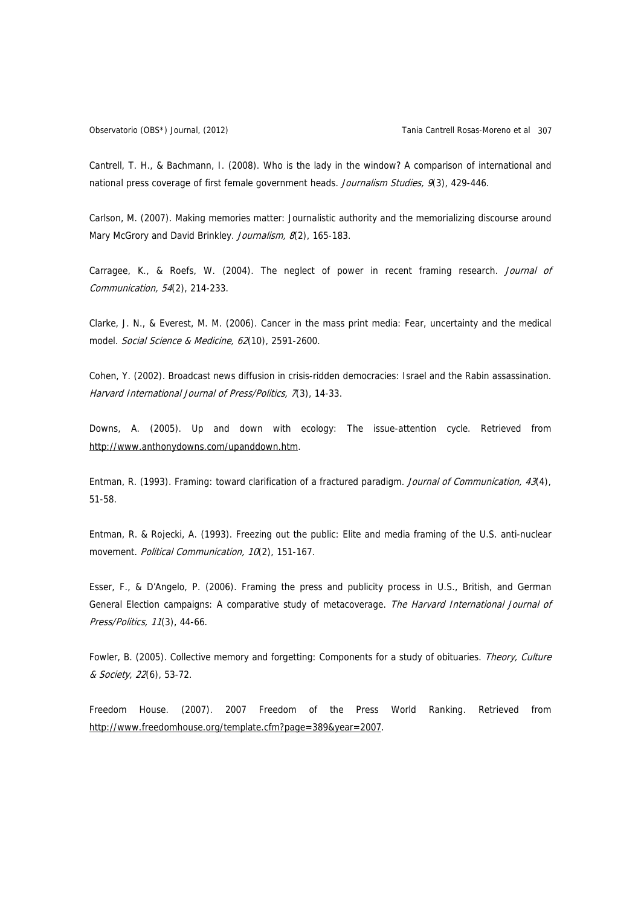Cantrell, T. H., & Bachmann, I. (2008). Who is the lady in the window? A comparison of international and national press coverage of first female government heads. *Journalism Studies, 9*(3), 429-446.

Carlson, M. (2007). Making memories matter: Journalistic authority and the memorializing discourse around Mary McGrory and David Brinkley. *Journalism, 8*(2), 165-183.

Carragee, K., & Roefs, W. (2004). The neglect of power in recent framing research. *Journal of Communication, 54*(2), 214-233.

Clarke, J. N., & Everest, M. M. (2006). Cancer in the mass print media: Fear, uncertainty and the medical model. *Social Science & Medicine, 62*(10), 2591-2600.

Cohen, Y. (2002). Broadcast news diffusion in crisis-ridden democracies: Israel and the Rabin assassination. *Harvard International Journal of Press/Politics, 7*(3), 14-33.

Downs, A. (2005). Up and down with ecology: The issue-attention cycle. Retrieved from http://www.anthonydowns.com/upanddown.htm.

Entman, R. (1993). Framing: toward clarification of a fractured paradigm. *Journal of Communication, 43*(4), 51-58.

Entman, R. & Rojecki, A. (1993). Freezing out the public: Elite and media framing of the U.S. anti-nuclear movement. *Political Communication, 10*(2), 151-167.

Esser, F., & D'Angelo, P. (2006). Framing the press and publicity process in U.S., British, and German General Election campaigns: A comparative study of metacoverage. *The Harvard International Journal of Press/Politics, 11*(3), 44-66.

Fowler, B. (2005). Collective memory and forgetting: Components for a study of obituaries. *Theory, Culture & Society, 22*(6), 53-72.

Freedom House. (2007). 2007 Freedom of the Press World Ranking. Retrieved from http://www.freedomhouse.org/template.cfm?page=389&year=2007.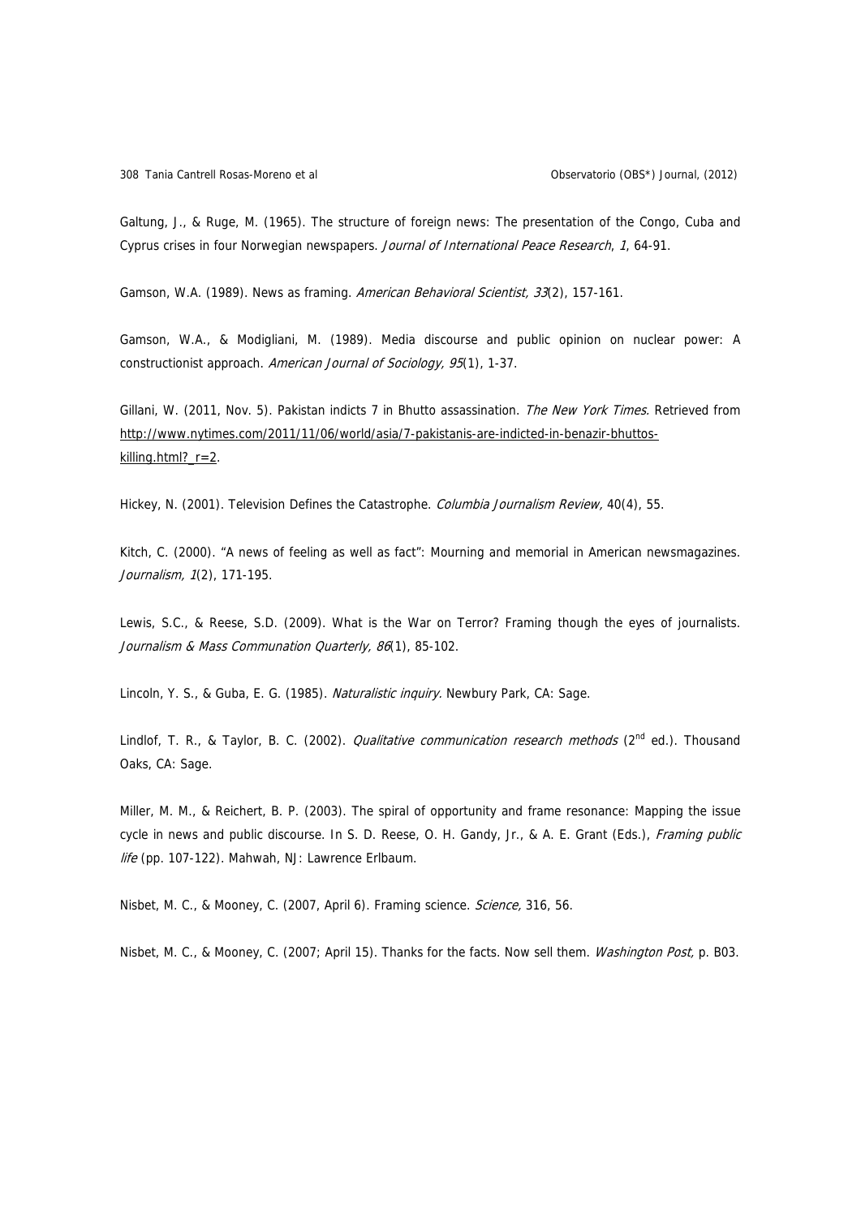Galtung, J., & Ruge, M. (1965). The structure of foreign news: The presentation of the Congo, Cuba and Cyprus crises in four Norwegian newspapers. *Journal of International Peace Research*, *1*, 64-91.

Gamson, W.A. (1989). News as framing. *American Behavioral Scientist, 33*(2), 157-161.

Gamson, W.A., & Modigliani, M. (1989). Media discourse and public opinion on nuclear power: A constructionist approach. *American Journal of Sociology, 95*(1), 1-37.

Gillani, W. (2011, Nov. 5). Pakistan indicts 7 in Bhutto assassination. *The New York Times*. Retrieved from http://www.nytimes.com/2011/11/06/world/asia/7-pakistanis-are-indicted-in-benazir-bhuttos-killing.html?_r=2.

Hickey, N. (2001). Television Defines the Catastrophe. *Columbia Journalism Review,* 40(4), 55.

Kitch, C. (2000). "A news of feeling as well as fact": Mourning and memorial in American newsmagazines. *Journalism, 1*(2), 171-195.

Lewis, S.C., & Reese, S.D. (2009). What is the War on Terror? Framing though the eyes of journalists. *Journalism & Mass Communation Quarterly, 86*(1), 85-102.

Lincoln, Y. S., & Guba, E. G. (1985). *Naturalistic inquiry.* Newbury Park, CA: Sage.

Lindlof, T. R., & Taylor, B. C. (2002). *Qualitative communication research methods* (2nd ed.). Thousand Oaks, CA: Sage.

Miller, M. M., & Reichert, B. P. (2003). The spiral of opportunity and frame resonance: Mapping the issue cycle in news and public discourse. In S. D. Reese, O. H. Gandy, Jr., & A. E. Grant (Eds.), *Framing public life* (pp. 107-122). Mahwah, NJ: Lawrence Erlbaum.

Nisbet, M. C., & Mooney, C. (2007, April 6). Framing science. *Science,* 316, 56.

Nisbet, M. C., & Mooney, C. (2007; April 15). Thanks for the facts. Now sell them. *Washington Post,* p. B03.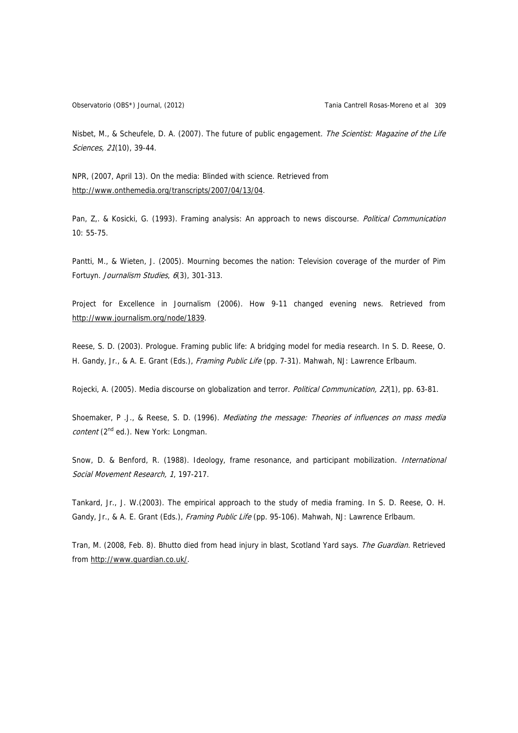Nisbet, M., & Scheufele, D. A. (2007). The future of public engagement. *The Scientist: Magazine of the Life Sciences, 21*(10), 39-44.

NPR, (2007, April 13). On the media: Blinded with science. Retrieved from http://www.onthemedia.org/transcripts/2007/04/13/04.

Pan, Z,. & Kosicki, G. (1993). Framing analysis: An approach to news discourse. *Political Communication* 10: 55-75.

Pantti, M., & Wieten, J. (2005). Mourning becomes the nation: Television coverage of the murder of Pim Fortuyn. *Journalism Studies*, *6*(3), 301-313.

Project for Excellence in Journalism (2006). How 9-11 changed evening news. Retrieved from http://www.journalism.org/node/1839.

Reese, S. D. (2003). Prologue. Framing public life: A bridging model for media research. In S. D. Reese, O. H. Gandy, Jr., & A. E. Grant (Eds.), *Framing Public Life* (pp. 7-31). Mahwah, NJ: Lawrence Erlbaum.

Rojecki, A. (2005). Media discourse on globalization and terror. *Political Communication, 22*(1), pp. 63-81.

Shoemaker, P .J., & Reese, S. D. (1996). *Mediating the message: Theories of influences on mass media content* (2nd ed.). New York: Longman.

Snow, D. & Benford, R. (1988). Ideology, frame resonance, and participant mobilization. *International Social Movement Research, 1*, 197-217.

Tankard, Jr., J. W.(2003). The empirical approach to the study of media framing. In S. D. Reese, O. H. Gandy, Jr., & A. E. Grant (Eds.), *Framing Public Life* (pp. 95-106). Mahwah, NJ: Lawrence Erlbaum.

Tran, M. (2008, Feb. 8). Bhutto died from head injury in blast, Scotland Yard says. *The Guardian.* Retrieved from http://www.guardian.co.uk/.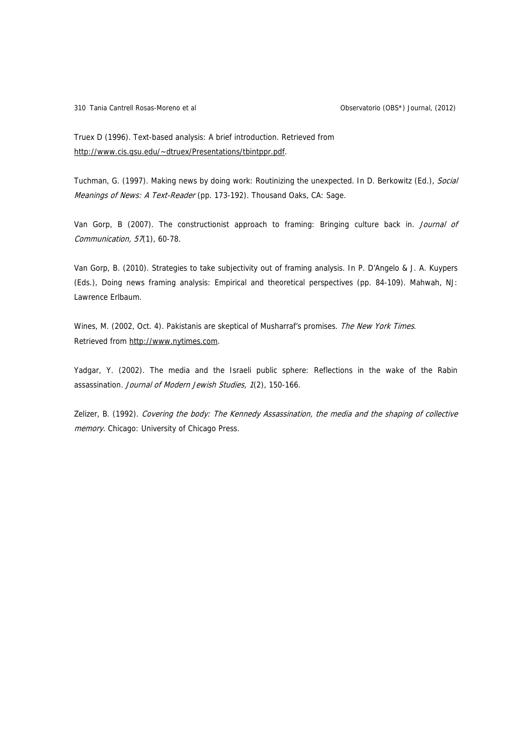Truex D (1996). Text-based analysis: A brief introduction. Retrieved from http://www.cis.gsu.edu/~dtruex/Presentations/tbintppr.pdf.

Tuchman, G. (1997). Making news by doing work: Routinizing the unexpected. In D. Berkowitz (Ed.), *Social Meanings of News: A Text-Reader* (pp. 173-192). Thousand Oaks, CA: Sage.

Van Gorp, B (2007). The constructionist approach to framing: Bringing culture back in. *Journal of Communication, 57*(1), 60-78.

Van Gorp, B. (2010). Strategies to take subjectivity out of framing analysis. In P. D'Angelo & J. A. Kuypers (Eds.), Doing news framing analysis: Empirical and theoretical perspectives (pp. 84-109). Mahwah, NJ: Lawrence Erlbaum.

Wines, M. (2002, Oct. 4). Pakistanis are skeptical of Musharraf's promises. *The New York Times*. Retrieved from http://www.nytimes.com.

Yadgar, Y. (2002). The media and the Israeli public sphere: Reflections in the wake of the Rabin assassination. *Journal of Modern Jewish Studies, 1*(2), 150-166.

Zelizer, B. (1992). *Covering the body: The Kennedy Assassination, the media and the shaping of collective memory.* Chicago: University of Chicago Press.